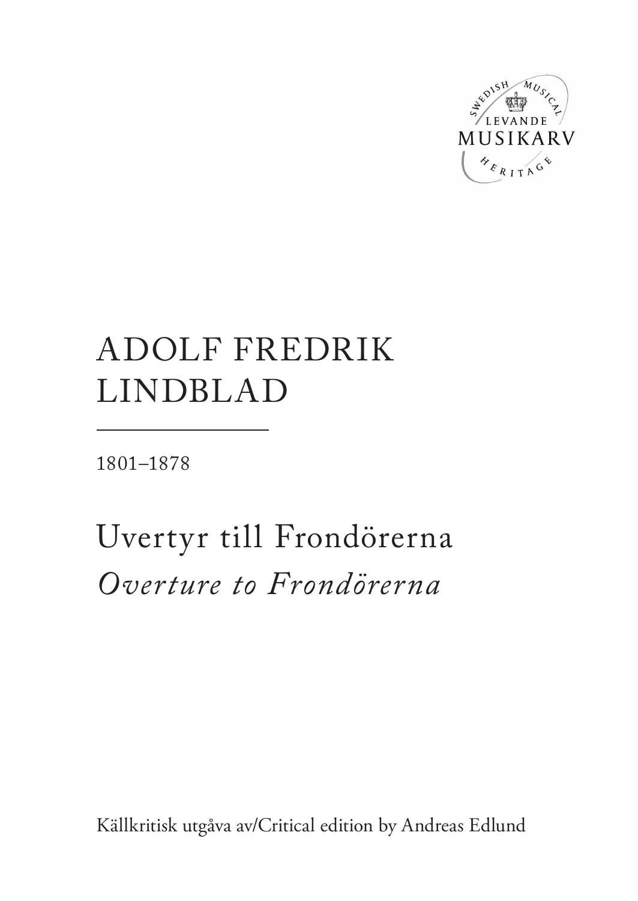SWEDISH MUSICAL
LEVANDE
MUSIKARV
HERITAGE

# ADOLF FREDRIK LINDBLAD

1801–1878

## Uvertyr till Frondörerna
## *Overture to Frondörerna*

Källkritisk utgåva av/Critical edition by Andreas Edlund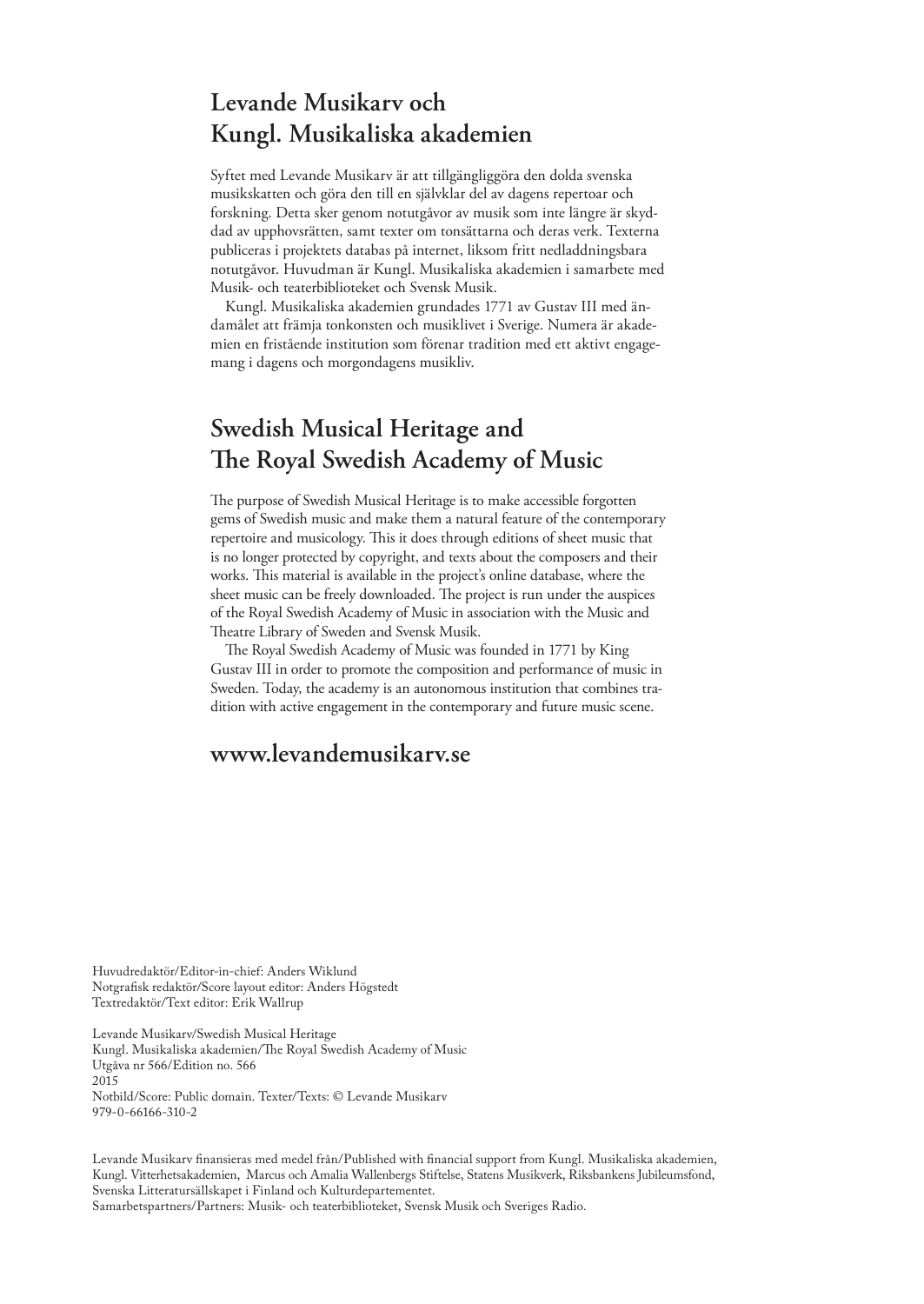## Levande Musikarv och Kungl. Musikaliska akademien

Syftet med Levande Musikarv är att tillgängliggöra den dolda svenska musikskatten och göra den till en självklar del av dagens repertoar och forskning. Detta sker genom notutgåvor av musik som inte längre är skyddad av upphovsrätten, samt texter om tonsättarna och deras verk. Texterna publiceras i projektets databas på internet, liksom fritt nedladdningsbara notutgåvor. Huvudman är Kungl. Musikaliska akademien i samarbete med Musik- och teaterbiblioteket och Svensk Musik.

Kungl. Musikaliska akademien grundades 1771 av Gustav III med ändamålet att främja tonkonsten och musiklivet i Sverige. Numera är akademien en fristående institution som förenar tradition med ett aktivt engagemang i dagens och morgondagens musikliv.

## Swedish Musical Heritage and The Royal Swedish Academy of Music

The purpose of Swedish Musical Heritage is to make accessible forgotten gems of Swedish music and make them a natural feature of the contemporary repertoire and musicology. This it does through editions of sheet music that is no longer protected by copyright, and texts about the composers and their works. This material is available in the project's online database, where the sheet music can be freely downloaded. The project is run under the auspices of the Royal Swedish Academy of Music in association with the Music and Theatre Library of Sweden and Svensk Musik.

The Royal Swedish Academy of Music was founded in 1771 by King Gustav III in order to promote the composition and performance of music in Sweden. Today, the academy is an autonomous institution that combines tradition with active engagement in the contemporary and future music scene.

## www.levandemusikarv.se

Huvudredaktör/Editor-in-chief: Anders Wiklund
Notgrafisk redaktör/Score layout editor: Anders Högstedt
Textredaktör/Text editor: Erik Wallrup

Levande Musikarv/Swedish Musical Heritage
Kungl. Musikaliska akademien/The Royal Swedish Academy of Music
Utgåva nr 566/Edition no. 566
2015
Notbild/Score: Public domain. Texter/Texts: © Levande Musikarv
979-0-66166-310-2

Levande Musikarv finansieras med medel från/Published with financial support from Kungl. Musikaliska akademien, Kungl. Vitterhetsakademien, Marcus och Amalia Wallenbergs Stiftelse, Statens Musikverk, Riksbankens Jubileumsfond, Svenska Litteratursällskapet i Finland och Kulturdepartementet.
Samarbetspartners/Partners: Musik- och teaterbiblioteket, Svensk Musik och Sveriges Radio.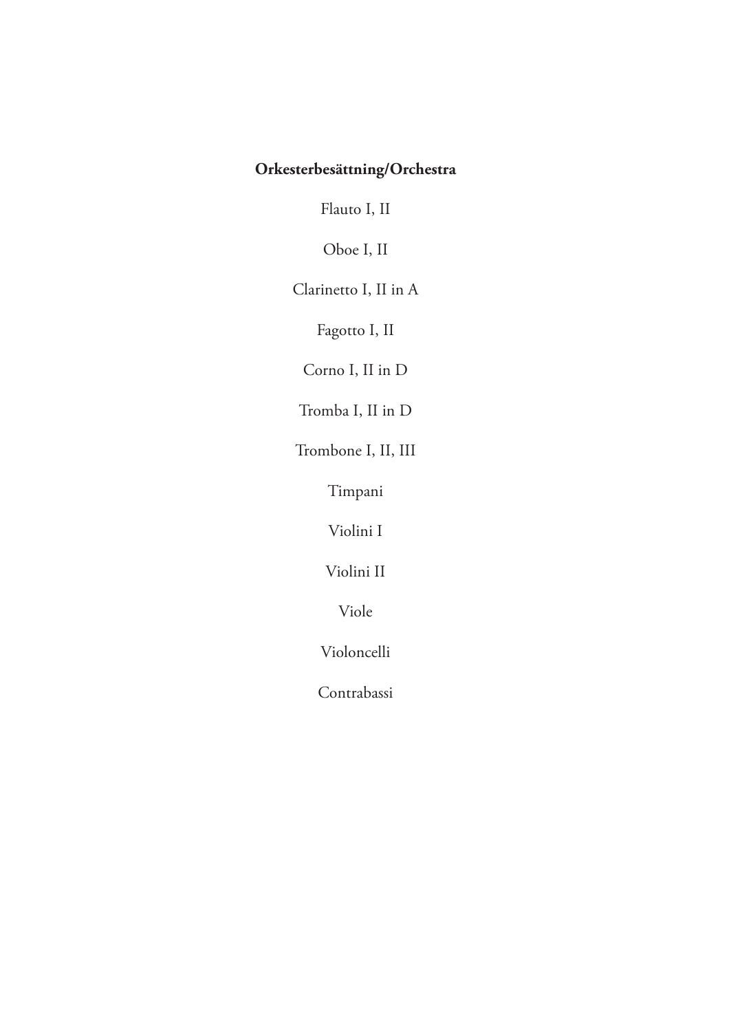**Orkesterbesättning/Orchestra**

Flauto I, II

Oboe I, II

Clarinetto I, II in A

Fagotto I, II

Corno I, II in D

Tromba I, II in D

Trombone I, II, III

Timpani

Violini I

Violini II

Viole

Violoncelli

Contrabassi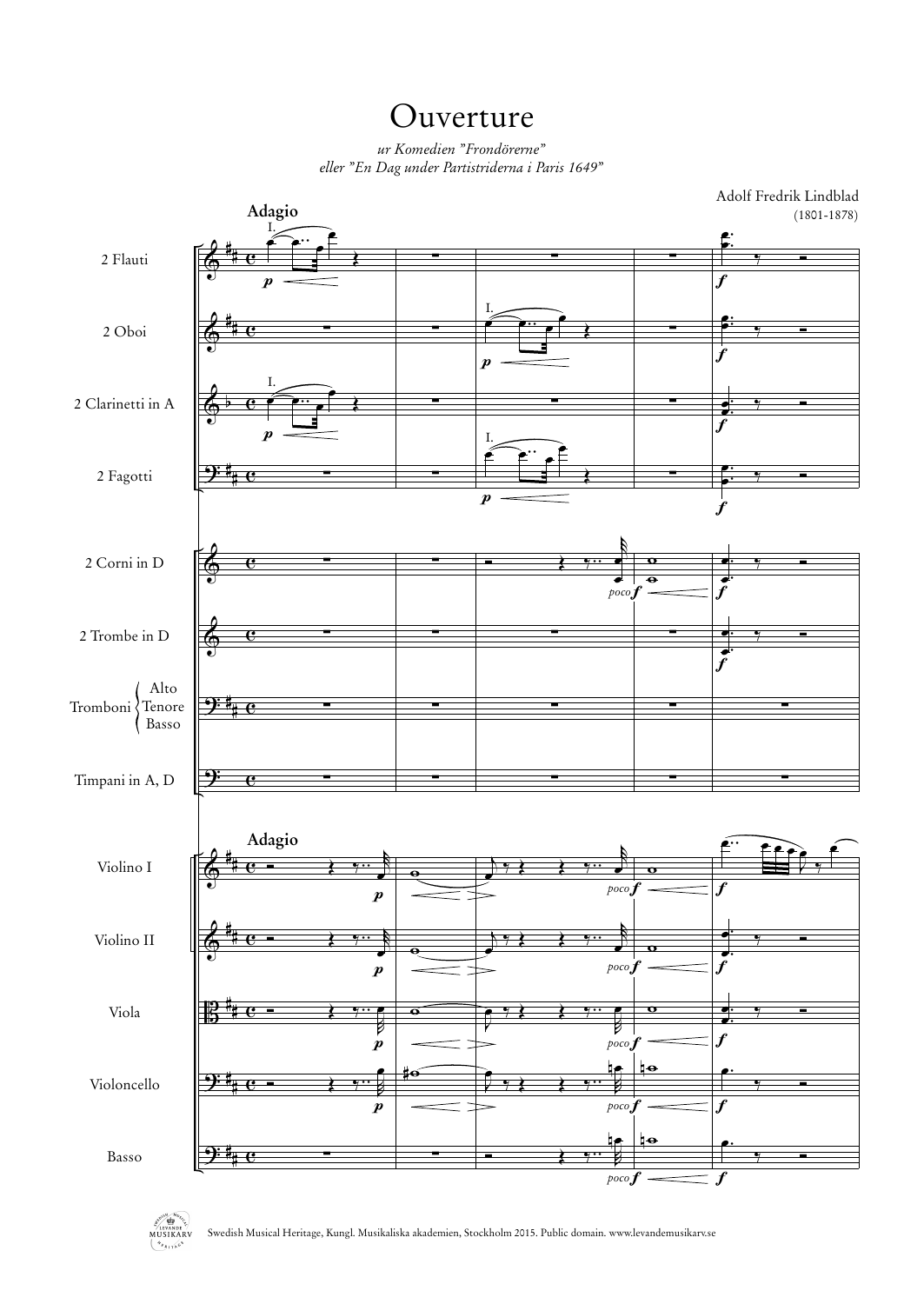# Ouverture

*ur Komedien ”Frondörerne”*
*eller ”En Dag under Partistriderna i Paris 1649”*

Adolf Fredrik Lindblad
(1801-1878)

Swedish Musical Heritage, Kungl. Musikaliska akademien, Stockholm 2015. Public domain. www.levandemusikarv.se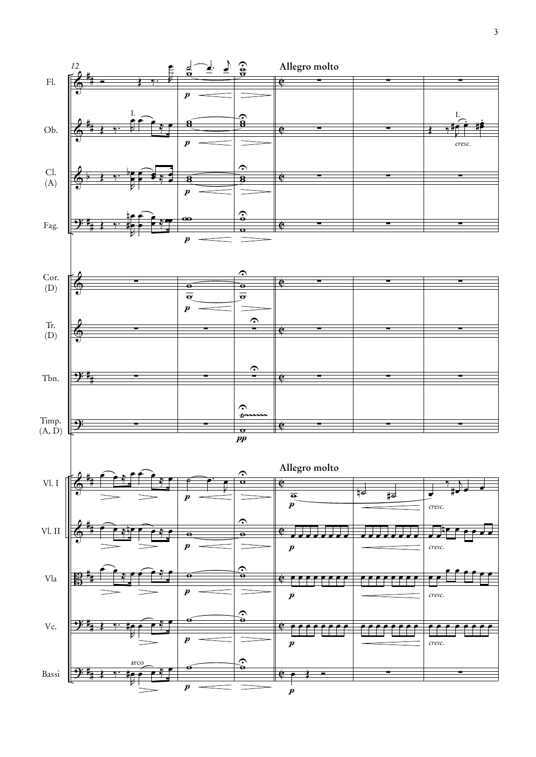**Allegro molto**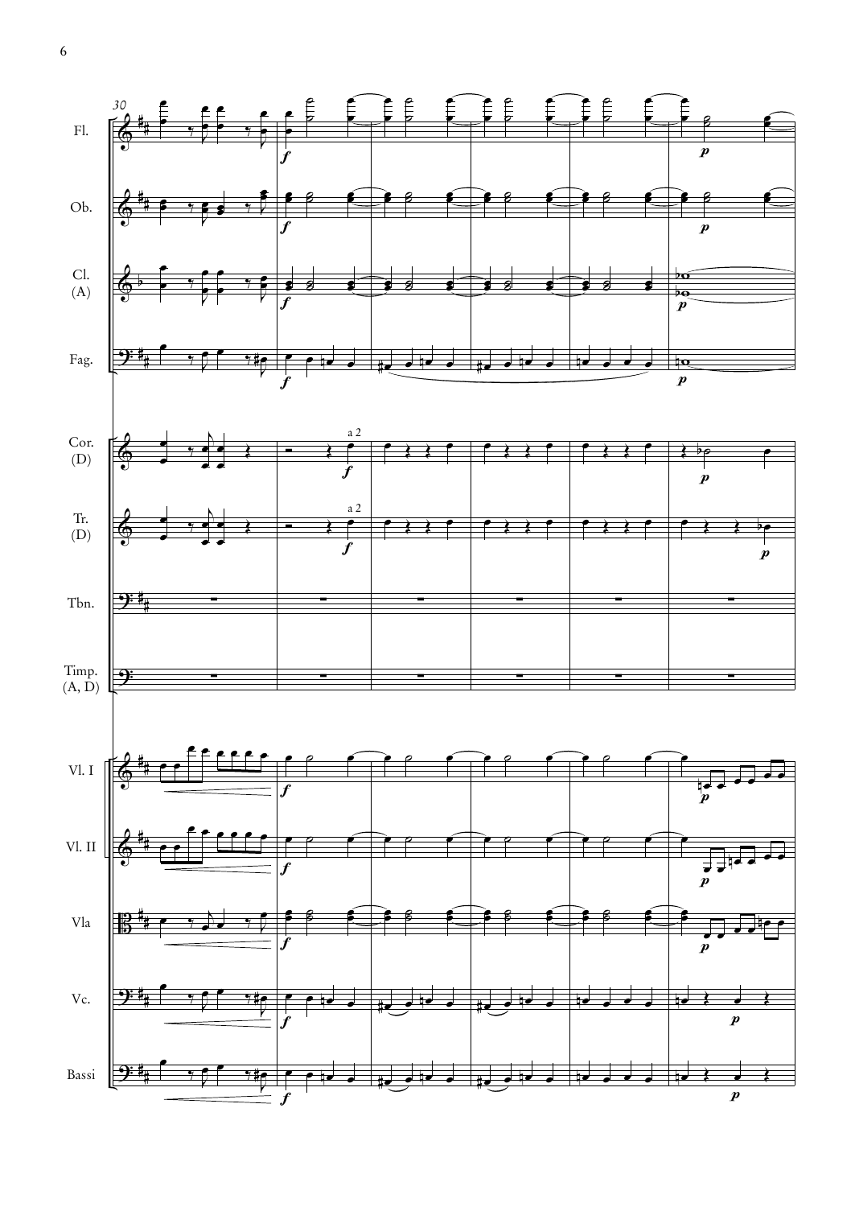Fl.

Ob.

Cl. (A)

Fag.

Cor. (D)

Tr. (D)

Tbn.

Timp. (A, D)

Vl. I

Vl. II

Vla

Vc.

Bassi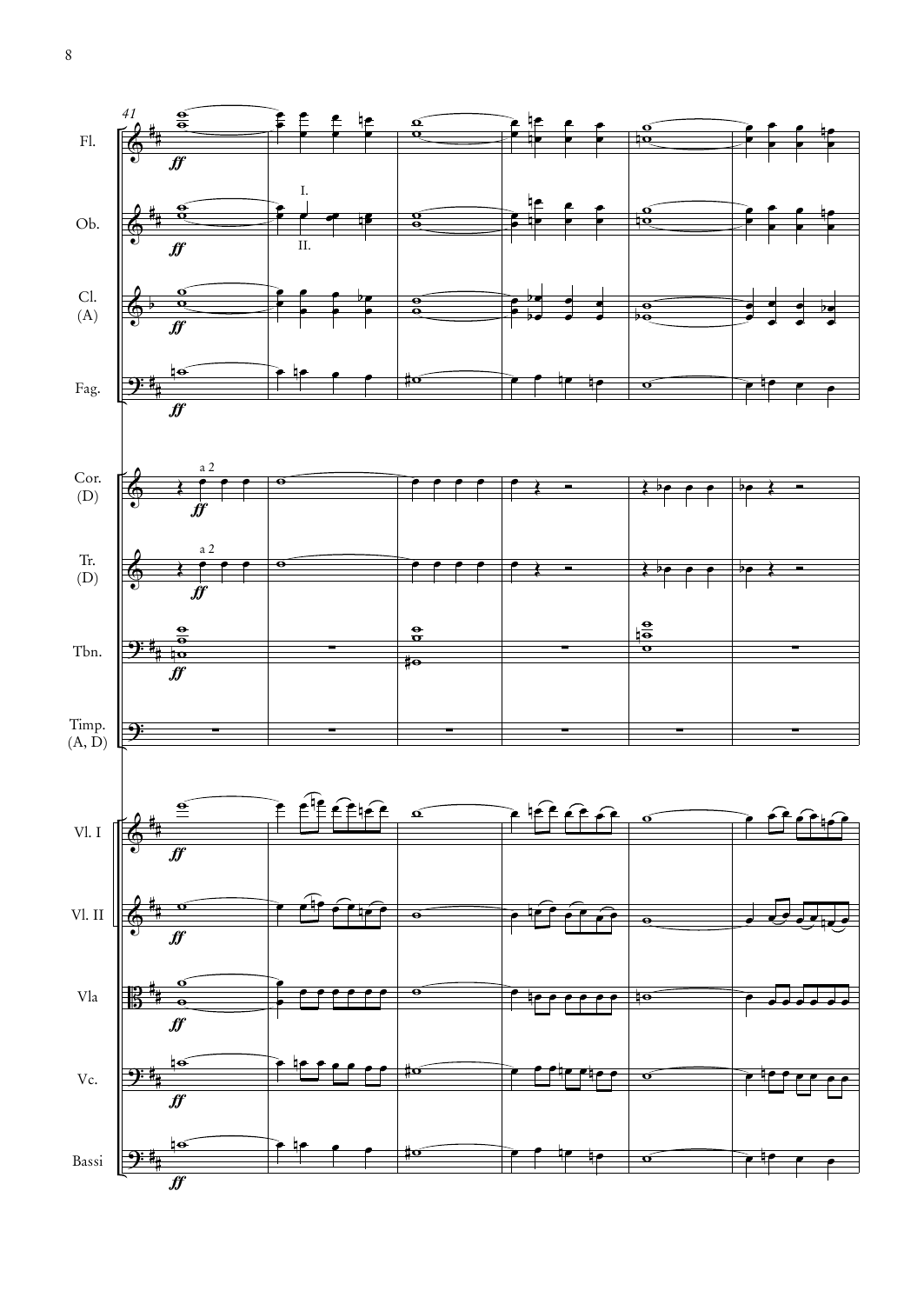41

Fl.

*ff*

Ob.

I.

II.

*ff*

Cl. (A)

*ff*

Fag.

*ff*

Cor. (D)

a 2

*ff*

Tr. (D)

a 2

*ff*

Tbn.

*ff*

Timp. (A, D)

Vl. I

*ff*

Vl. II

*ff*

Vla

*ff*

Vc.

*ff*

Bassi

*ff*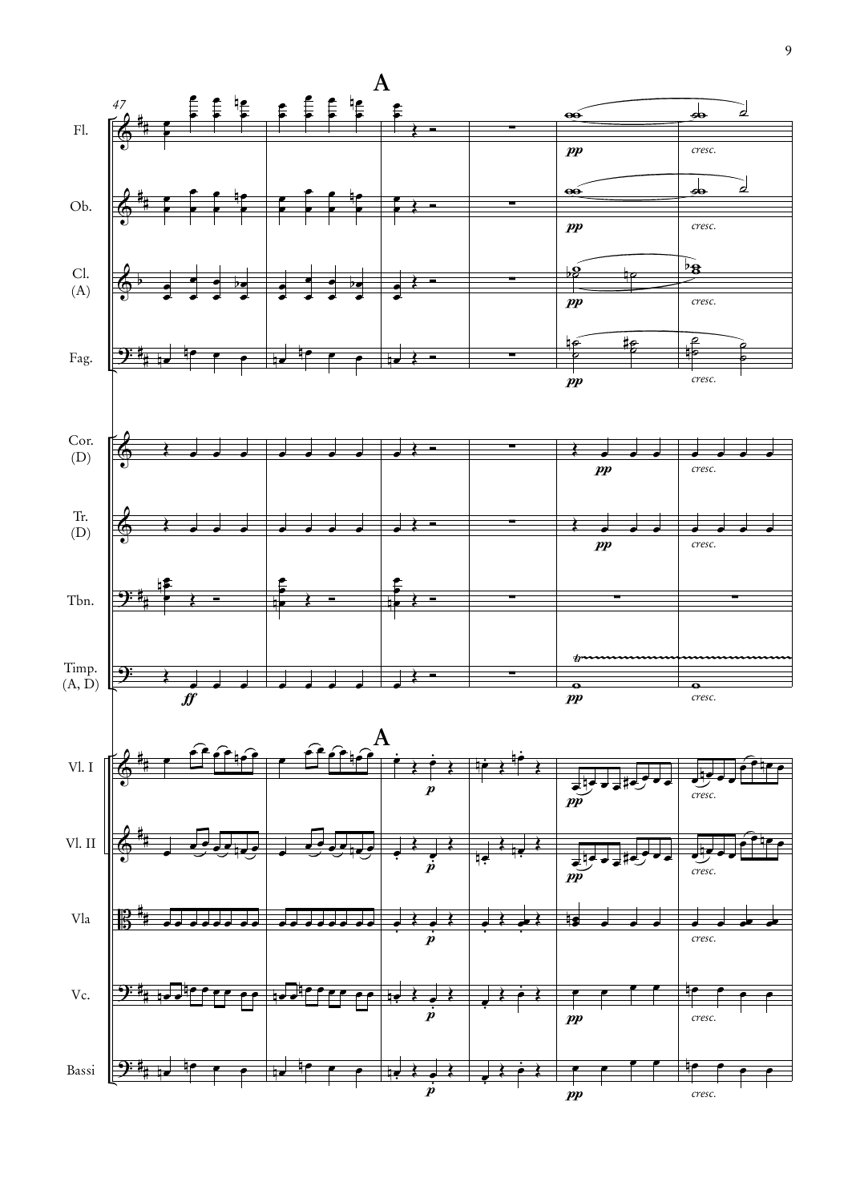**A**

47

Fl.

Ob.

Cl. (A)

Fag.

Cor. (D)

Tr. (D)

Tbn.

Timp. (A, D)

Vl. I

Vl. II

Vla

Vc.

Bassi

*ff* *p* *pp* *cresc.*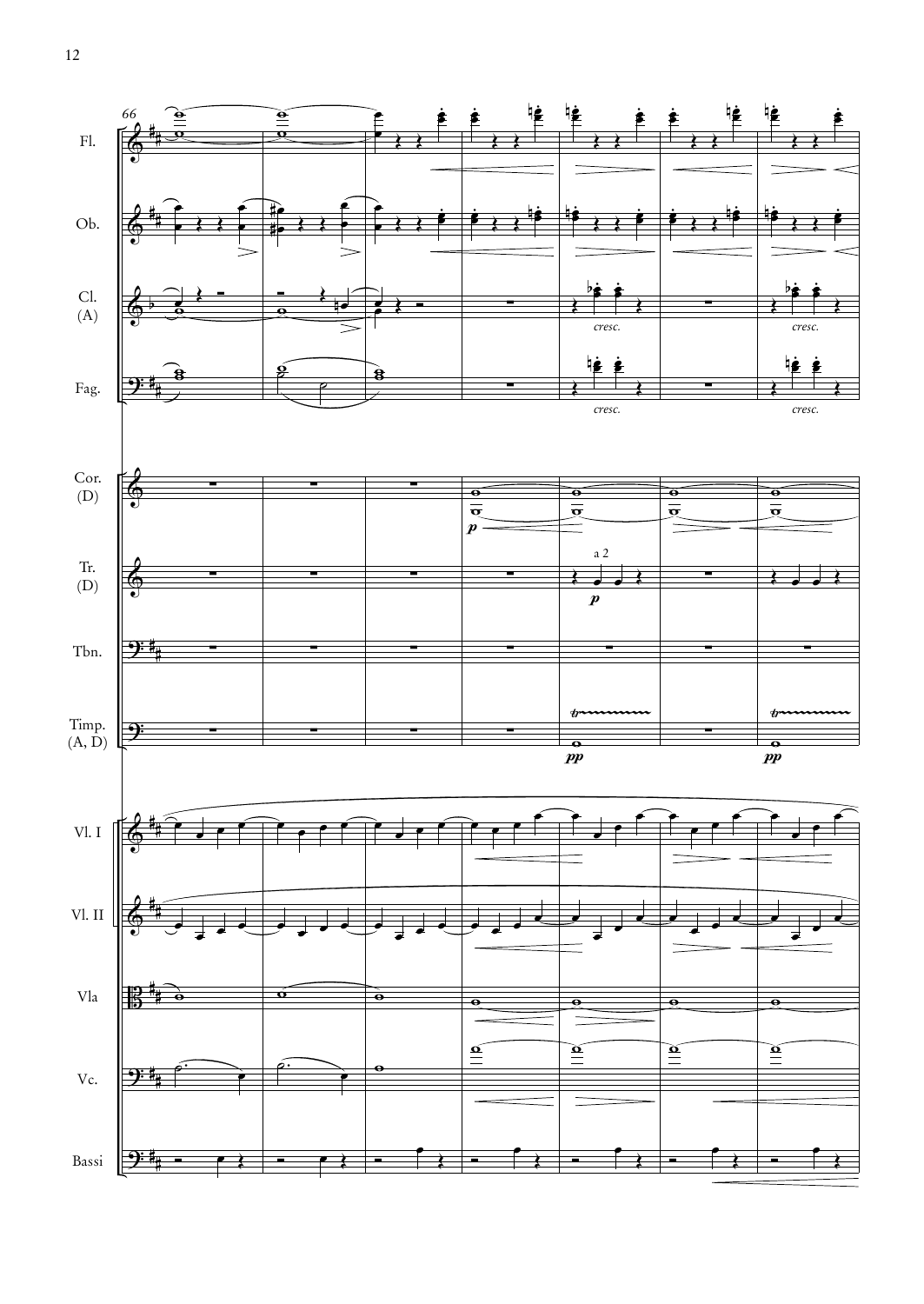66

Fl.

Ob.

Cl. (A)

Fag.

Cor. (D)

Tr. (D)

Tbn.

Timp. (A, D)

Vl. I

Vl. II

Vla

Vc.

Bassi

*cresc.* *cresc.*

*cresc.* *cresc.*

*p*

a 2

*p*

*pp* *pp*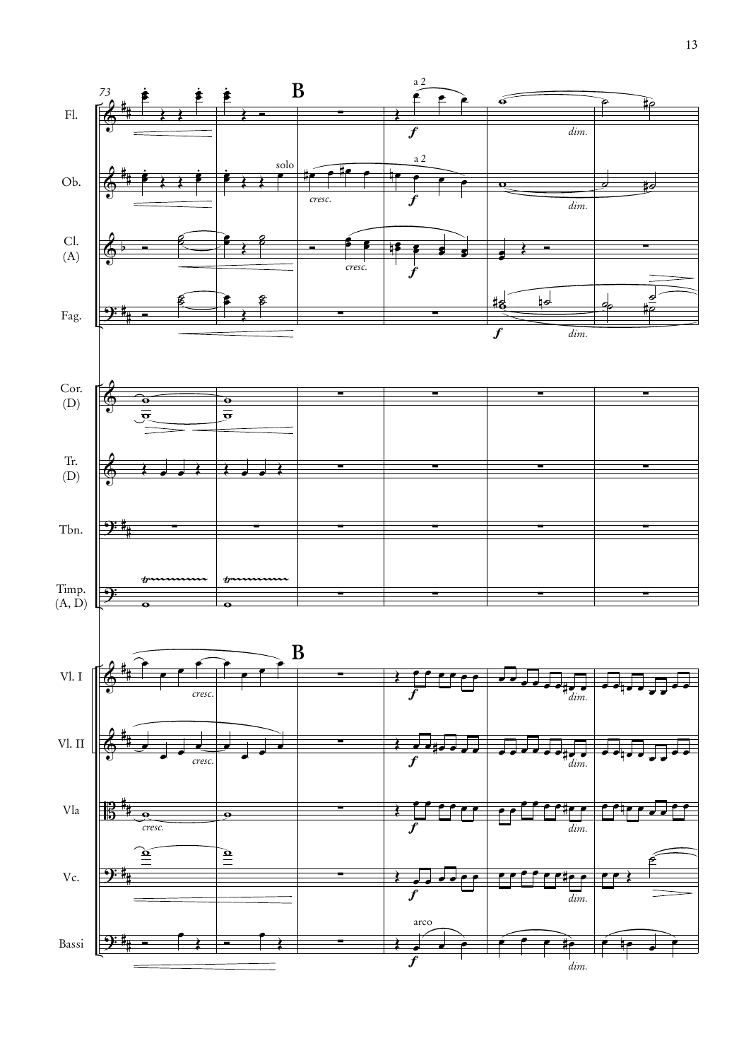73

**B**

Fl.

Ob.

Cl. (A)

Fag.

Cor. (D)

Tr. (D)

Tbn.

Timp. (A, D)

Vl. I

Vl. II

Vla

Vc.

Bassi

a 2 *f* *dim.*

solo *cresc.* a 2 *f* *dim.*

*cresc.* *f*

*f* *dim.*

*tr* *tr*

*cresc.* *f* *dim.*

*cresc.* *f* *dim.*

*cresc.* *f* *dim.*

*f* *dim.*

arco *f* *dim.*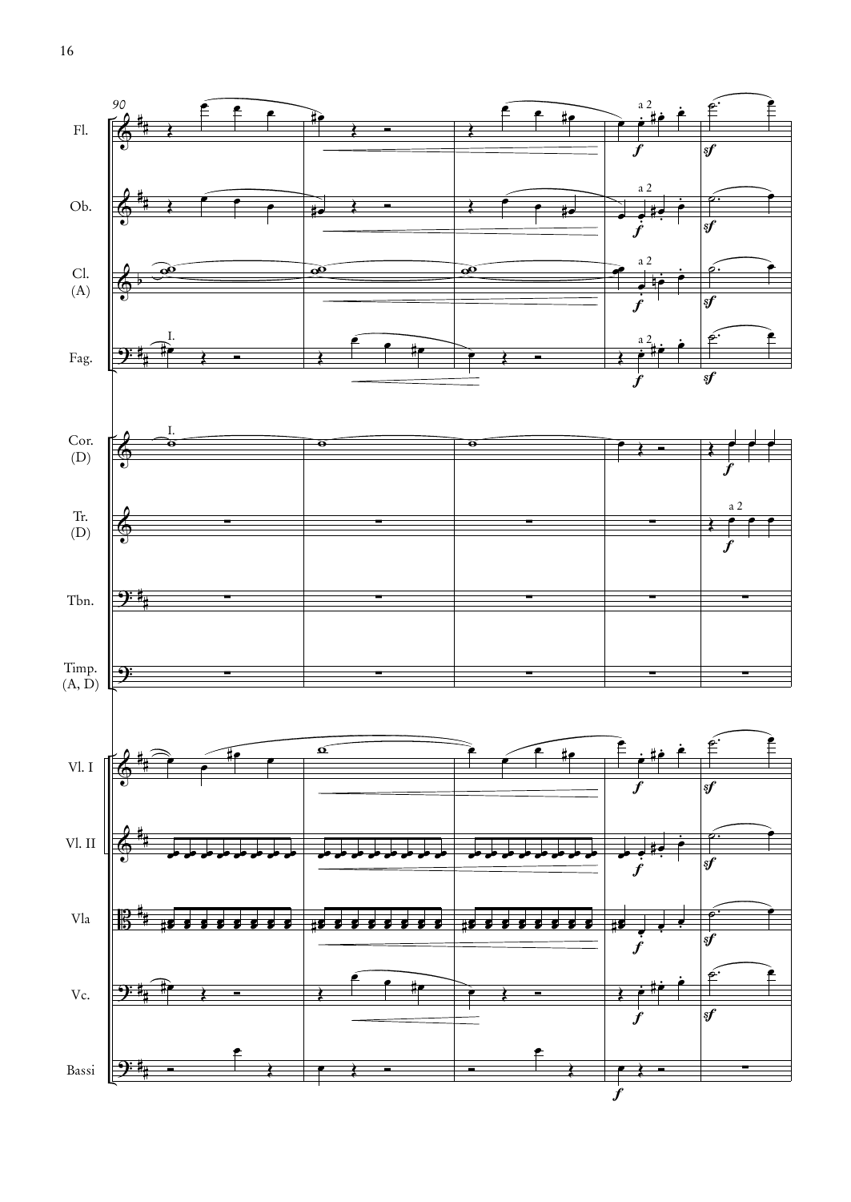90

Fl.

Ob.

Cl. (A)

Fag.

Cor. (D)

Tr. (D)

Tbn.

Timp. (A, D)

Vl. I

Vl. II

Vla

Vc.

Bassi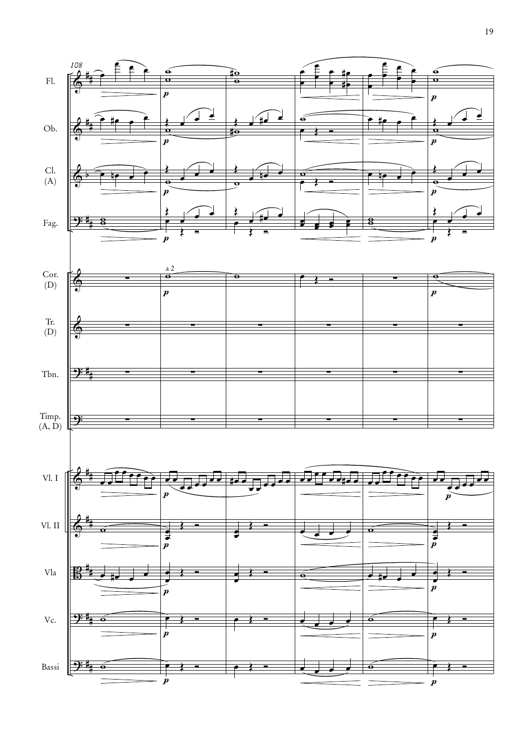108

Fl.

Ob.

Cl. (A)

Fag.

Cor. (D)

a 2

Tr. (D)

Tbn.

Timp. (A, D)

Vl. I

Vl. II

Vla

Vc.

Bassi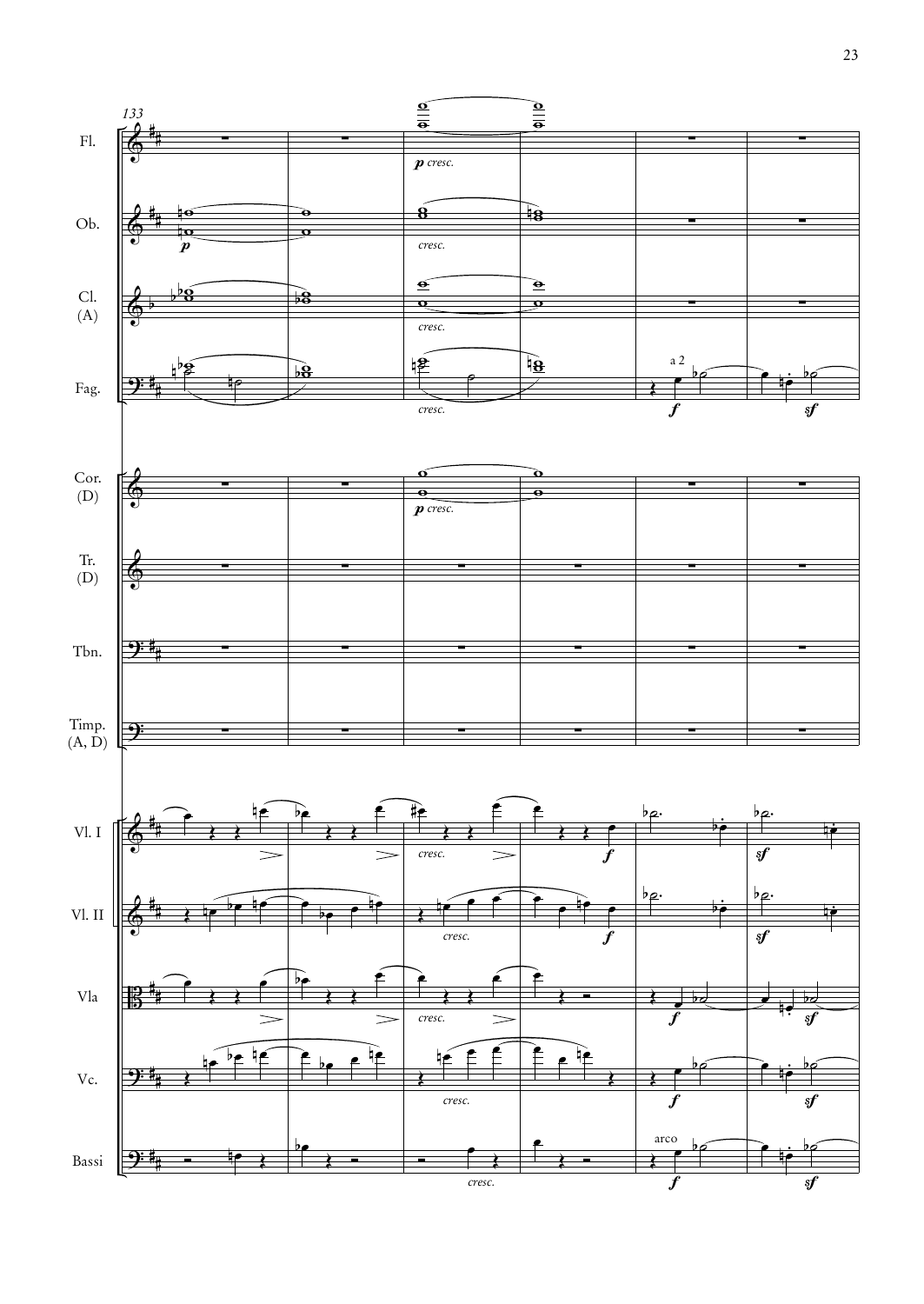133

Fl.

Ob.

Cl. (A)

Fag.

Cor. (D)

Tr. (D)

Tbn.

Timp. (A, D)

Vl. I

Vl. II

Vla

Vc.

Bassi

*p cresc.* *p* *cresc.* *cresc.* *cresc.* a 2 *f* *sf* *p cresc.* *cresc.* *f* *sf* *cresc.* *f* *sf* *cresc.* *f* *sf* *cresc.* *f* *sf* arco *cresc.* *f* *sf*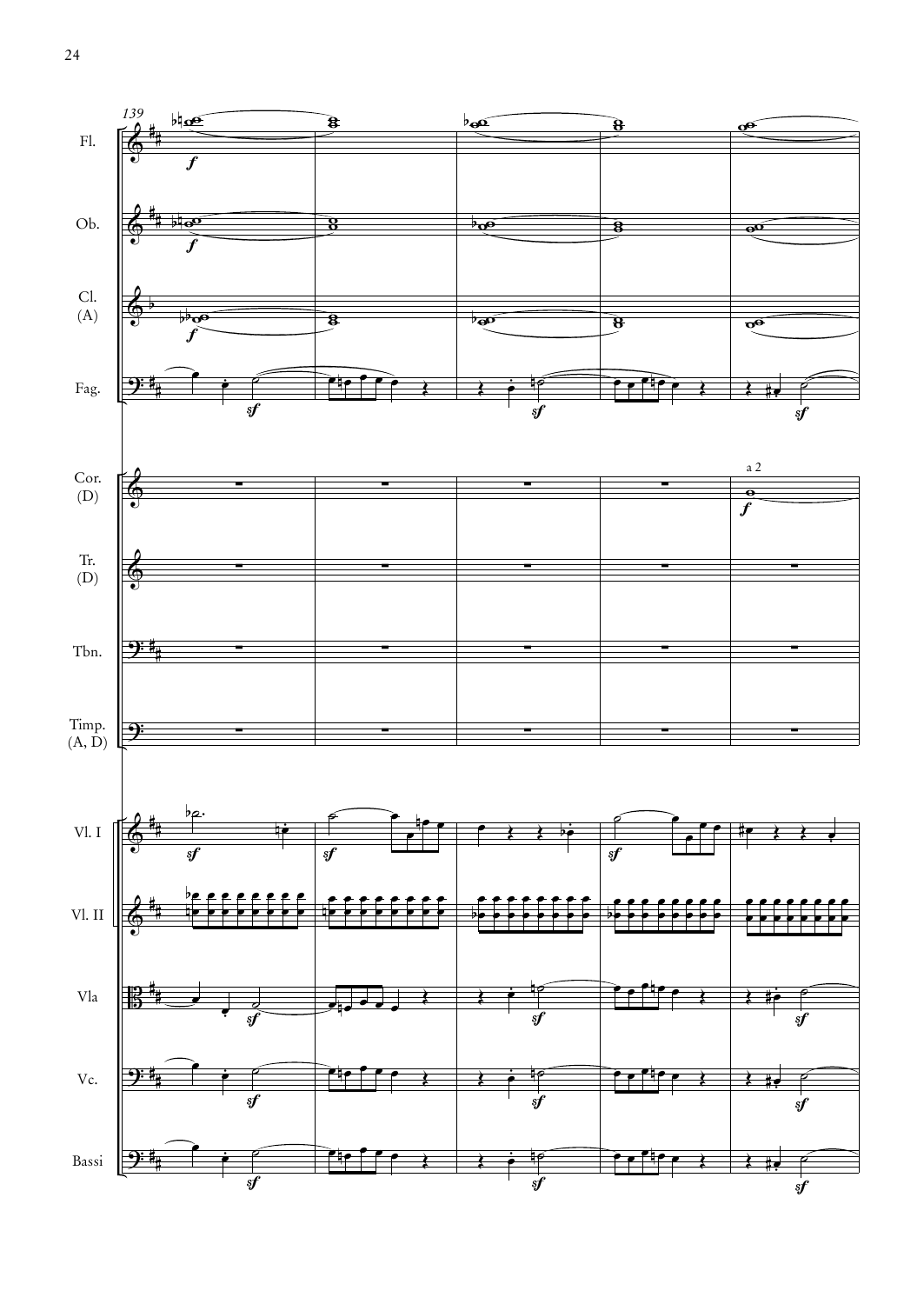139

Fl.

Ob.

Cl. (A)

Fag.

Cor. (D)

a 2

Tr. (D)

Tbn.

Timp. (A, D)

Vl. I

Vl. II

Vla

Vc.

Bassi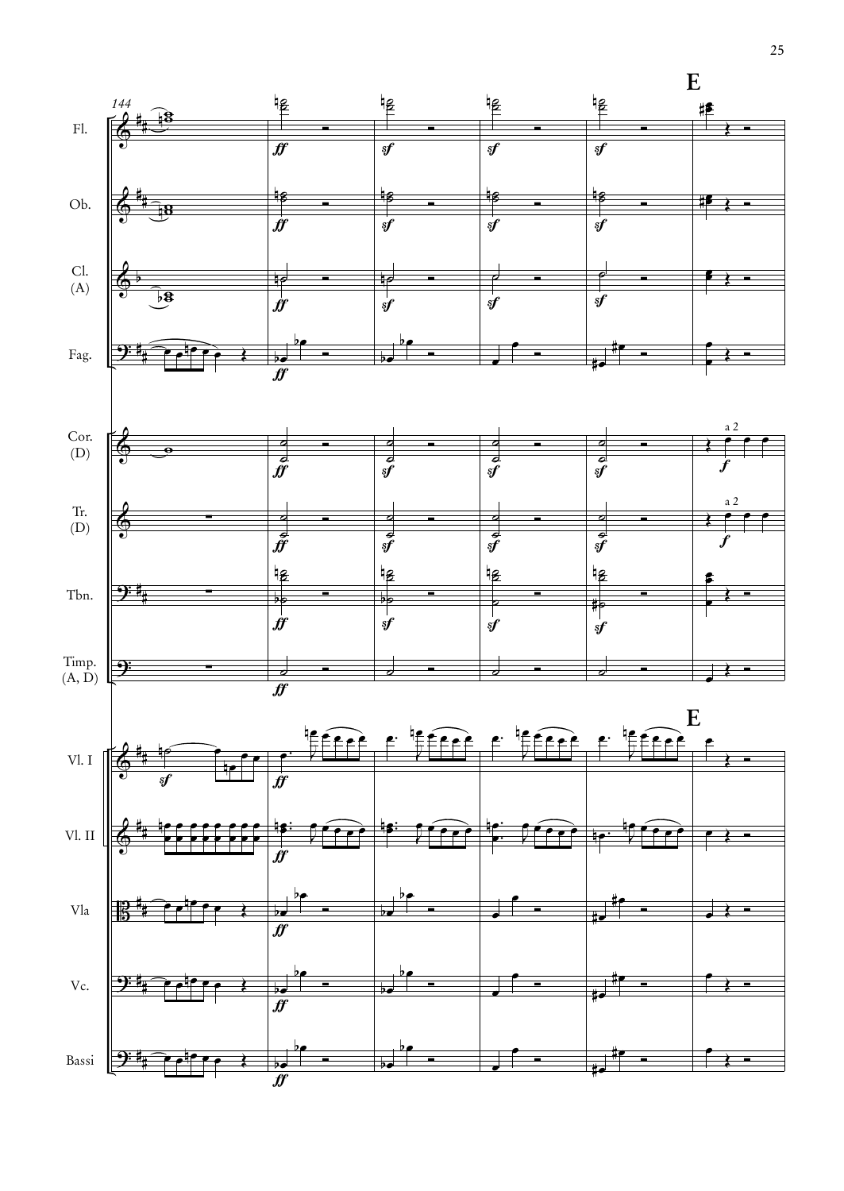**E**

144

Fl.

Ob.

Cl. (A)

Fag.

Cor. (D)

Tr. (D)

Tbn.

Timp. (A, D)

Vl. I

Vl. II

Vla

Vc.

Bassi

*ff* *sf* *sf* *sf*

a 2 *f*

a 2 *f*

**E**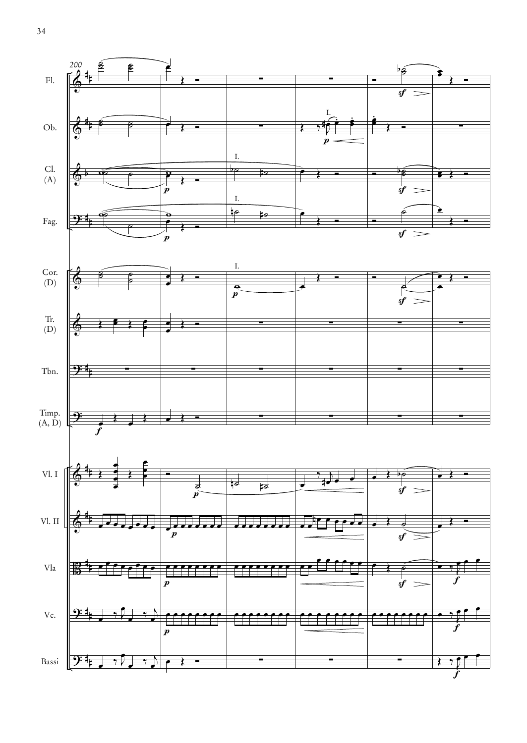200

Fl.

Ob.

Cl. (A)

Fag.

Cor. (D)

Tr. (D)

Tbn.

Timp. (A, D)

Vl. I

Vl. II

Vla

Vc.

Bassi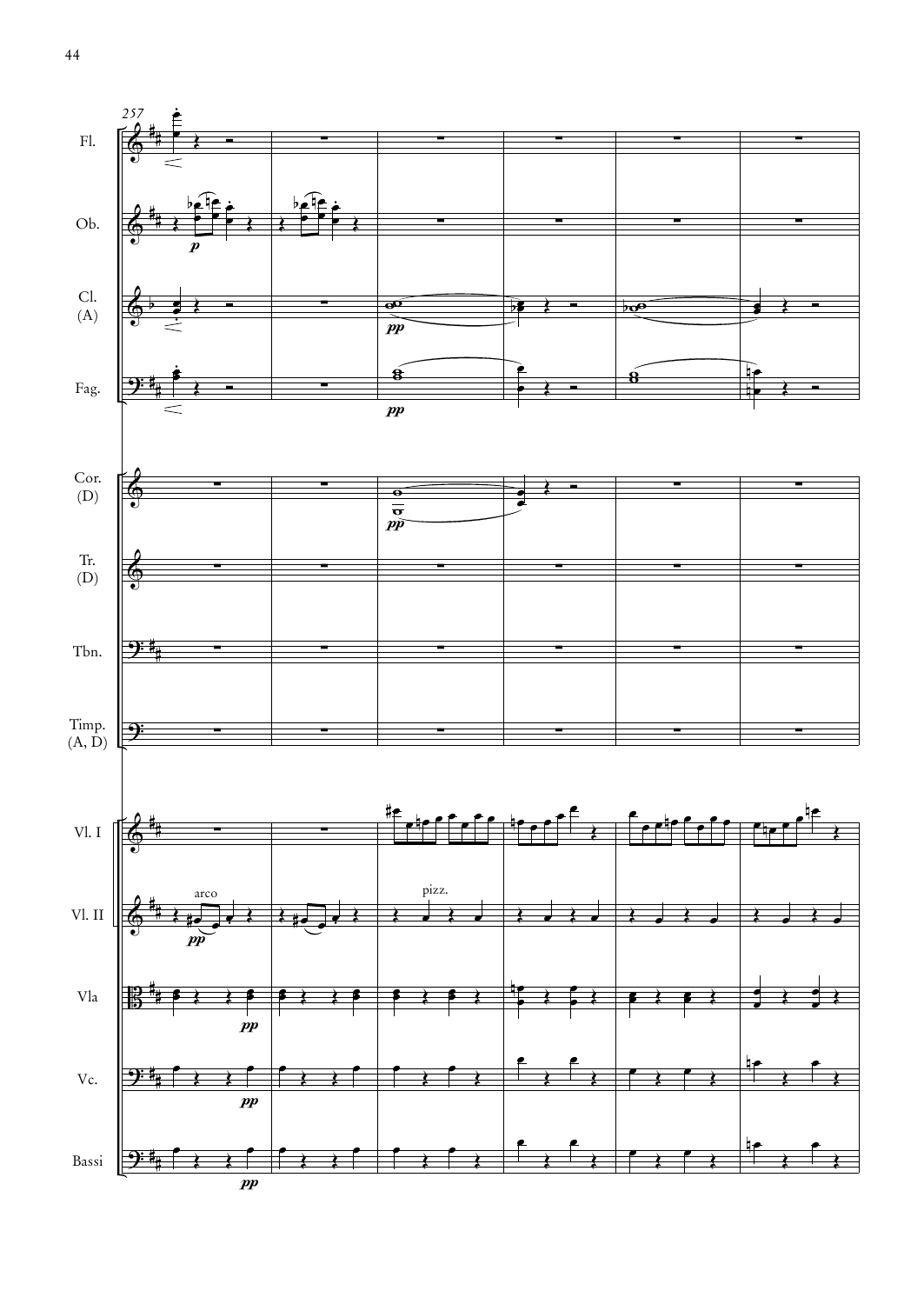257

Fl.

Ob.

Cl. (A)

Fag.

Cor. (D)

Tr. (D)

Tbn.

Timp. (A, D)

Vl. I

Vl. II

Vla

Vc.

Bassi

*p*

*pp*

arco

pizz.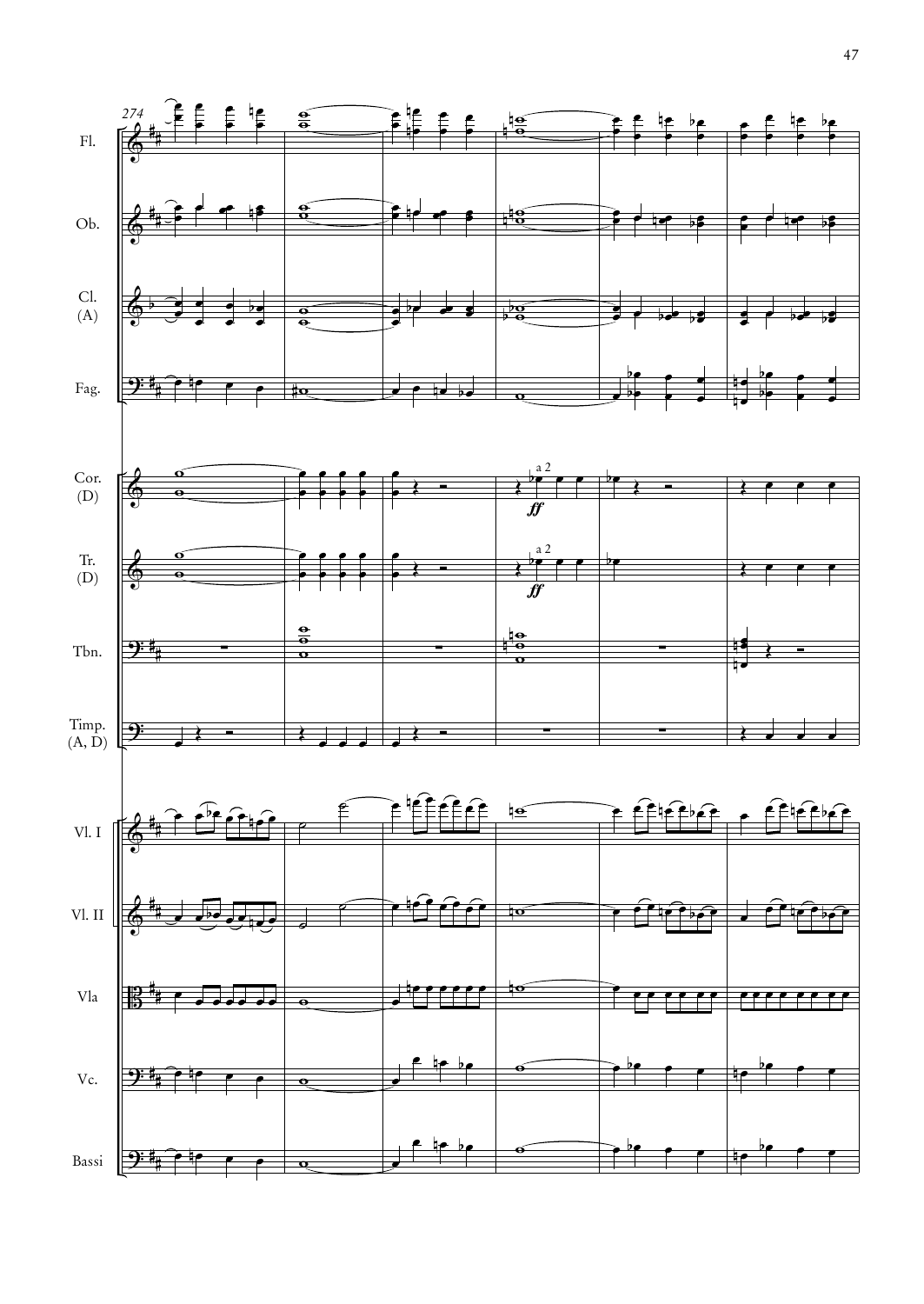274

Fl.

Ob.

Cl. (A)

Fag.

Cor. (D)

Tr. (D)

Tbn.

Timp. (A, D)

Vl. I

Vl. II

Vla

Vc.

Bassi

a 2

*ff*

a 2

*ff*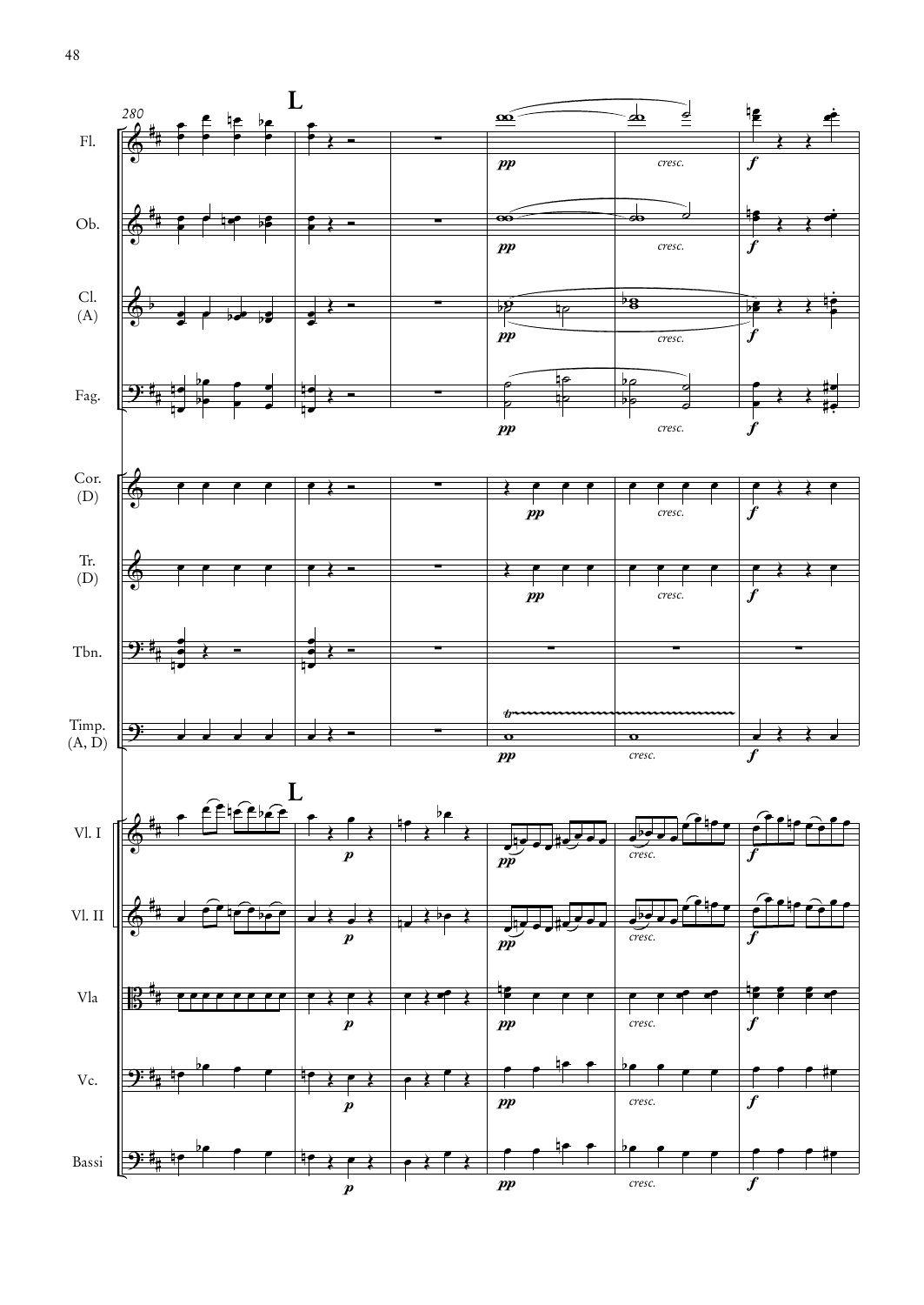280

**L**

Fl.

Ob.

Cl. (A)

Fag.

Cor. (D)

Tr. (D)

Tbn.

Timp. (A, D)

Vl. I

Vl. II

Vla

Vc.

Bassi

*pp* *cresc.* *f*

*p*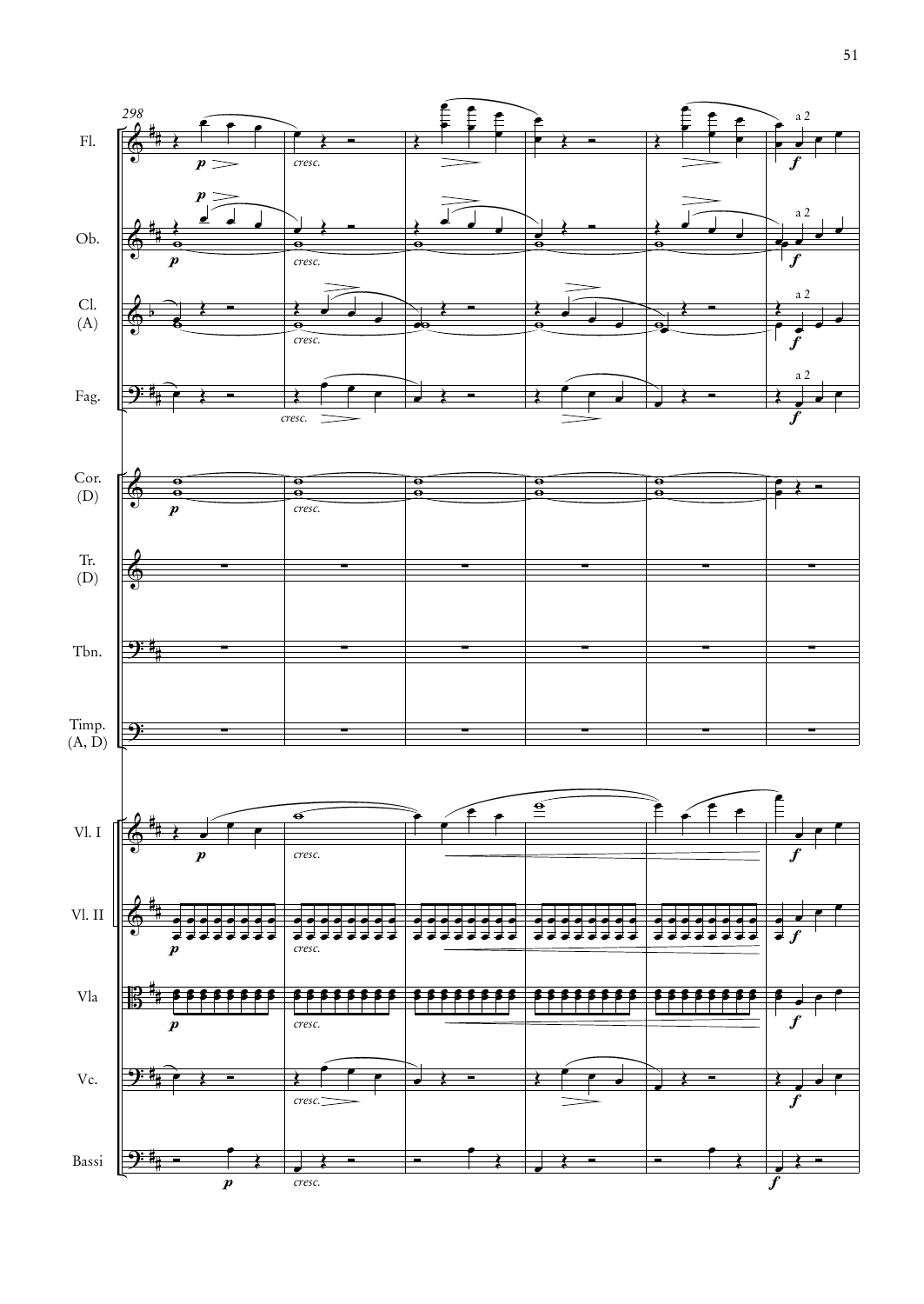298

Fl.

Ob.

Cl. (A)

Fag.

Cor. (D)

Tr. (D)

Tbn.

Timp. (A, D)

Vl. I

Vl. II

Vla

Vc.

Bassi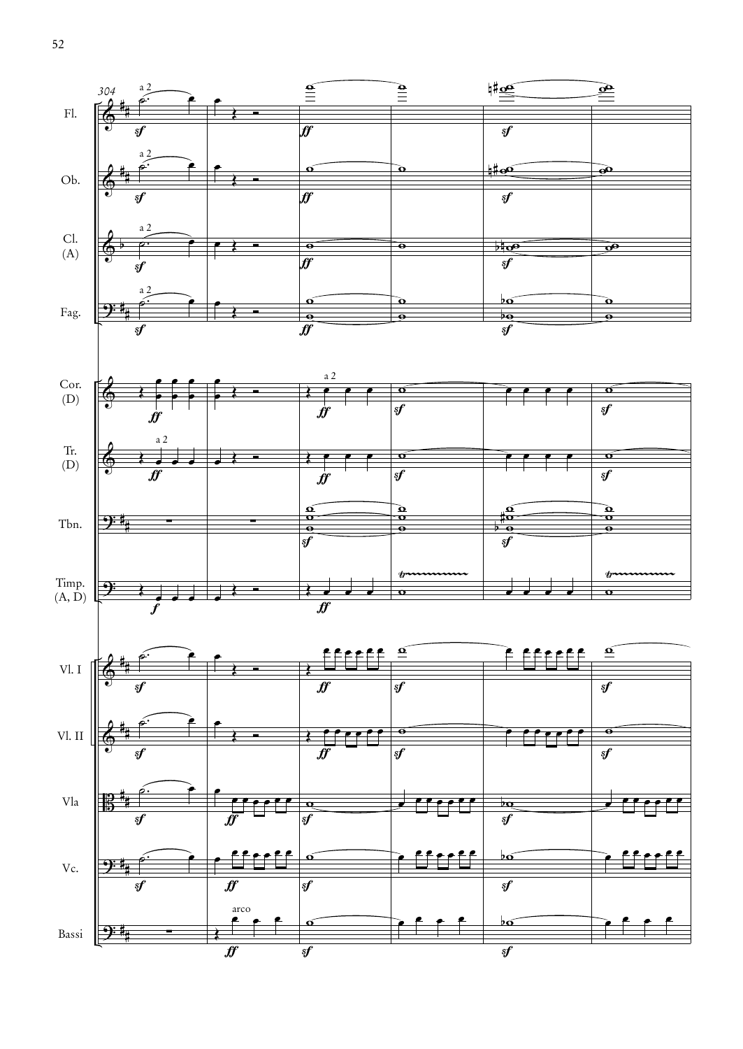304

Fl. — a 2 — *sf* — *ff* — *sf*

Ob. — a 2 — *sf* — *ff* — *sf*

Cl. (A) — a 2 — *sf* — *ff* — *sf*

Fag. — a 2 — *sf* — *ff* — *sf*

Cor. (D) — *ff* — a 2 — *ff* — *sf* — *sf*

Tr. (D) — a 2 — *ff* — *ff* — *sf* — *sf*

Tbn. — *sf* — *sf*

Timp. (A, D) — *f* — *ff* — tr — tr

Vl. I — *sf* — *ff* — *sf* — *sf*

Vl. II — *sf* — *ff* — *sf* — *sf*

Vla — *sf* — *ff* — *sf* — *sf*

Vc. — *sf* — *ff* — *sf* — *sf*

Bassi — arco — *ff* — *sf* — *sf*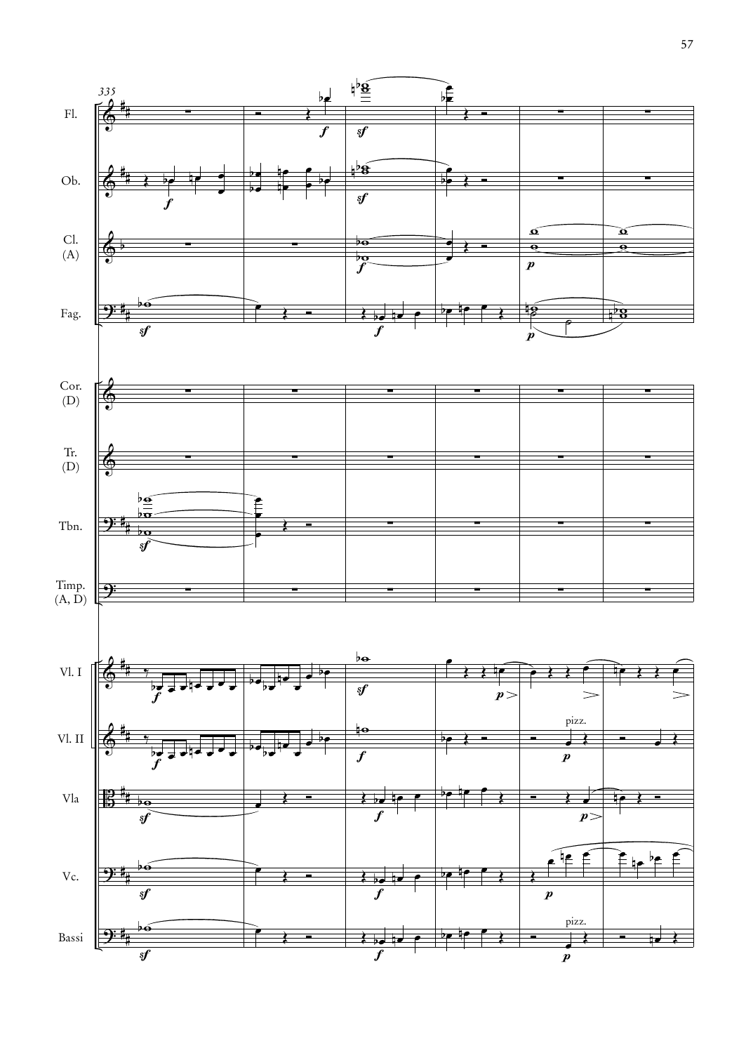335

Fl.

Ob.

Cl. (A)

Fag.

Cor. (D)

Tr. (D)

Tbn.

Timp. (A, D)

Vl. I

Vl. II

Vla

Vc.

Bassi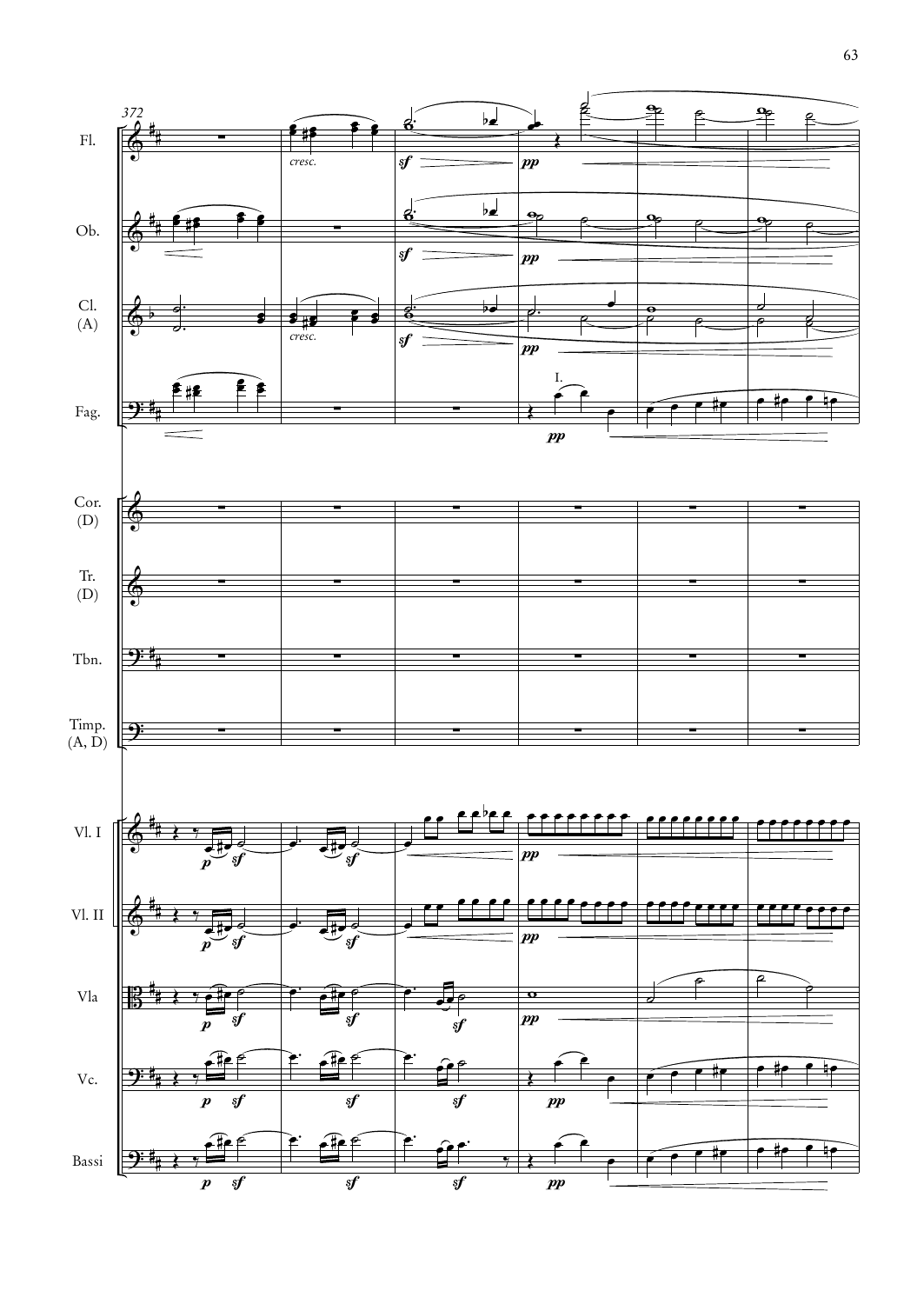372

Fl.

Ob.

Cl. (A)

Fag.

Cor. (D)

Tr. (D)

Tbn.

Timp. (A, D)

Vl. I

Vl. II

Vla

Vc.

Bassi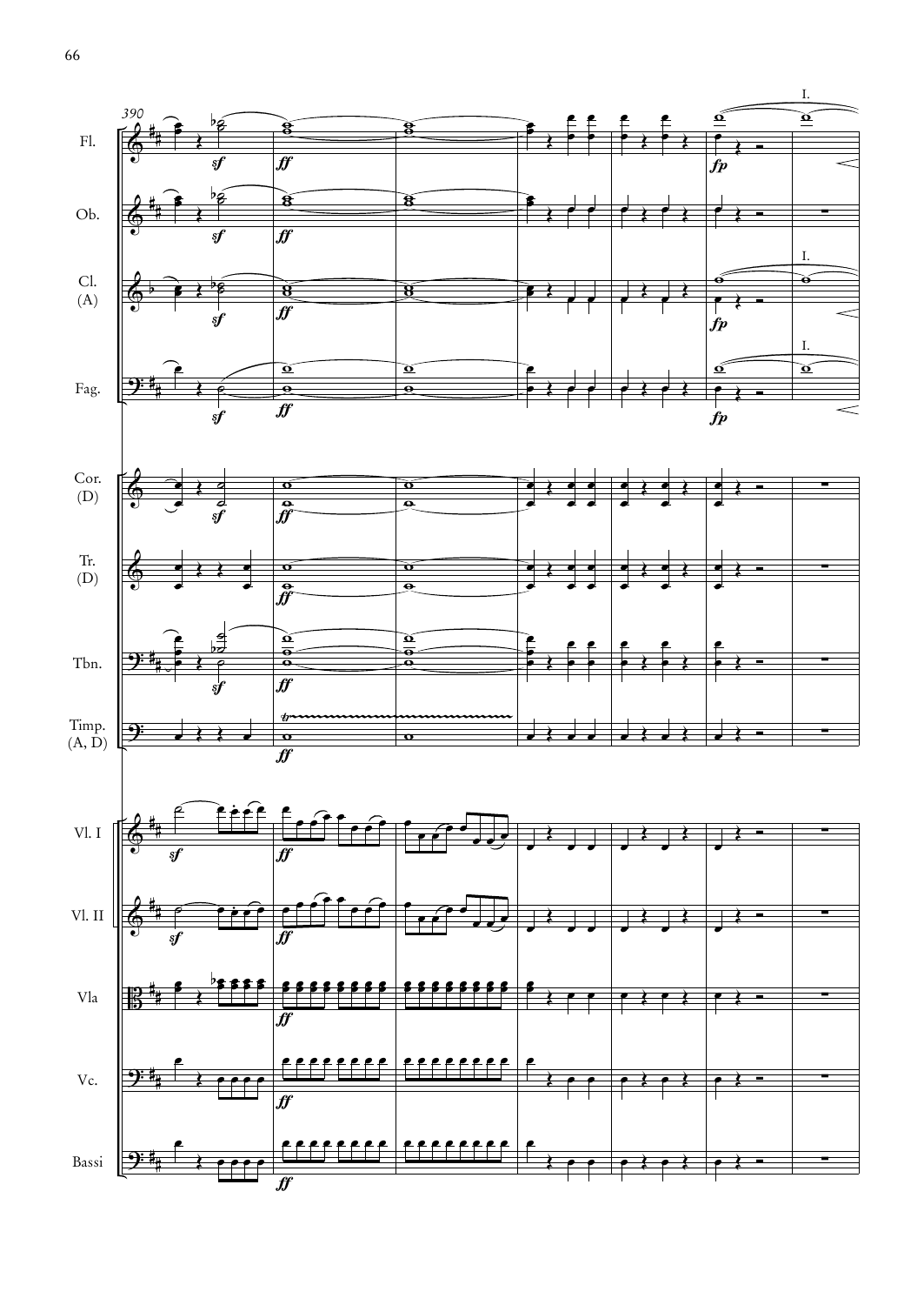390

Fl.

Ob.

Cl. (A)

Fag.

Cor. (D)

Tr. (D)

Tbn.

Timp. (A, D)

Vl. I

Vl. II

Vla

Vc.

Bassi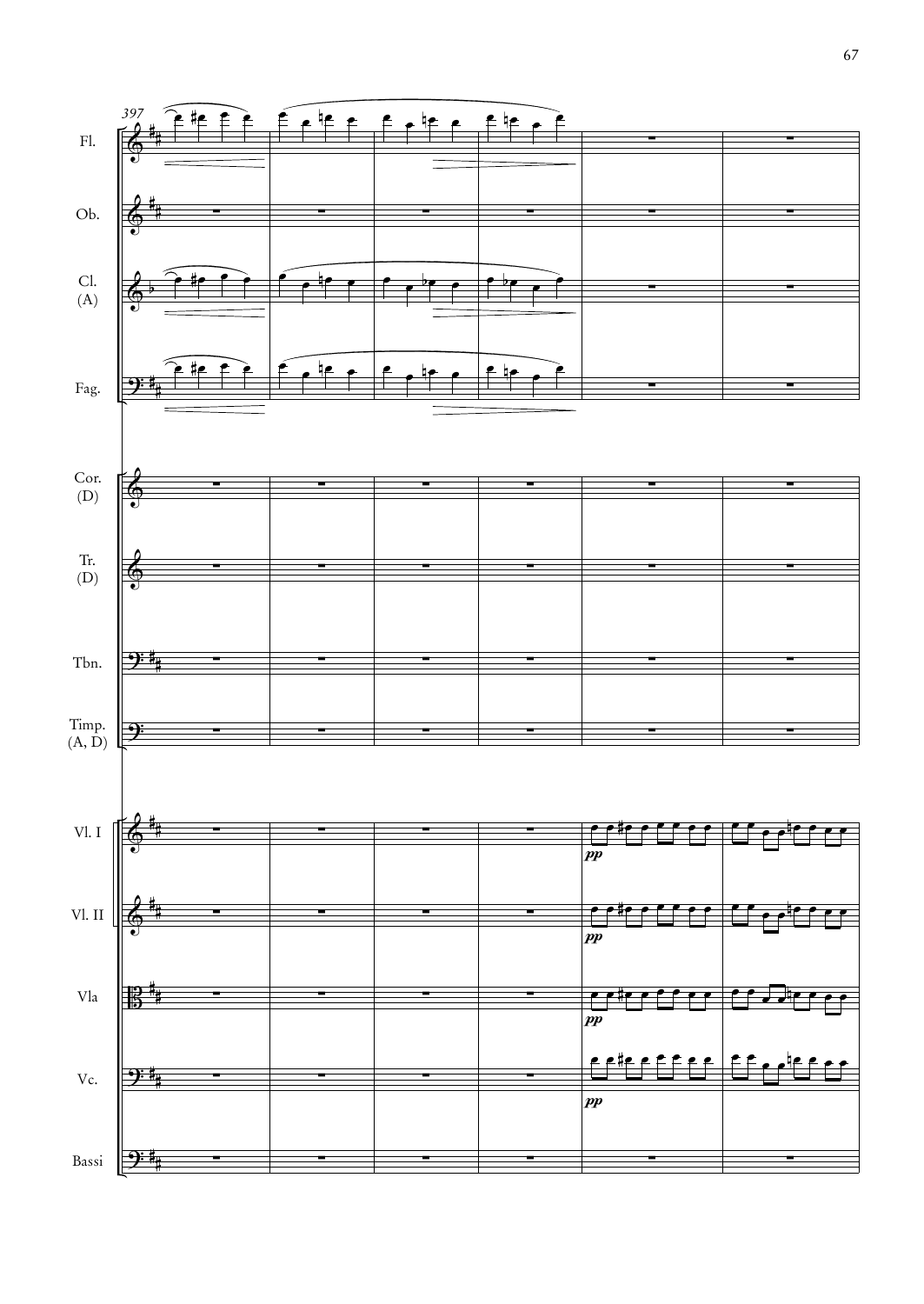397

Fl.

Ob.

Cl. (A)

Fag.

Cor. (D)

Tr. (D)

Tbn.

Timp. (A, D)

Vl. I *pp*

Vl. II *pp*

Vla *pp*

Vc. *pp*

Bassi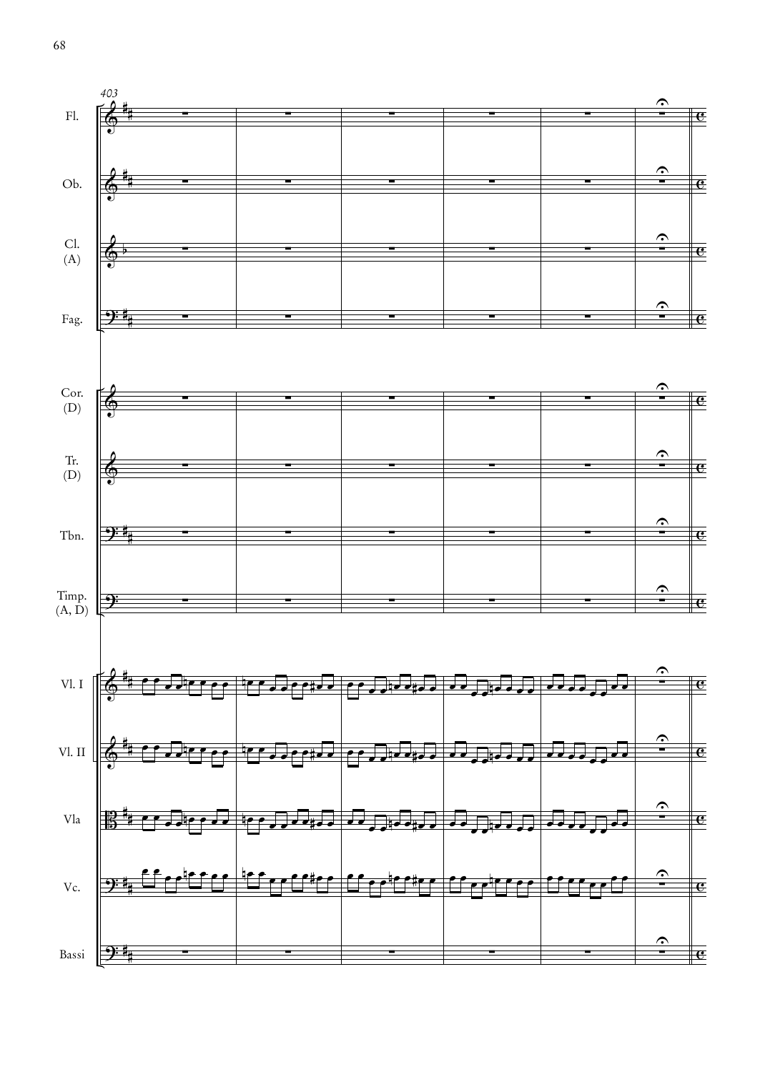403

Fl.

Ob.

Cl. (A)

Fag.

Cor. (D)

Tr. (D)

Tbn.

Timp. (A, D)

Vl. I

Vl. II

Vla

Vc.

Bassi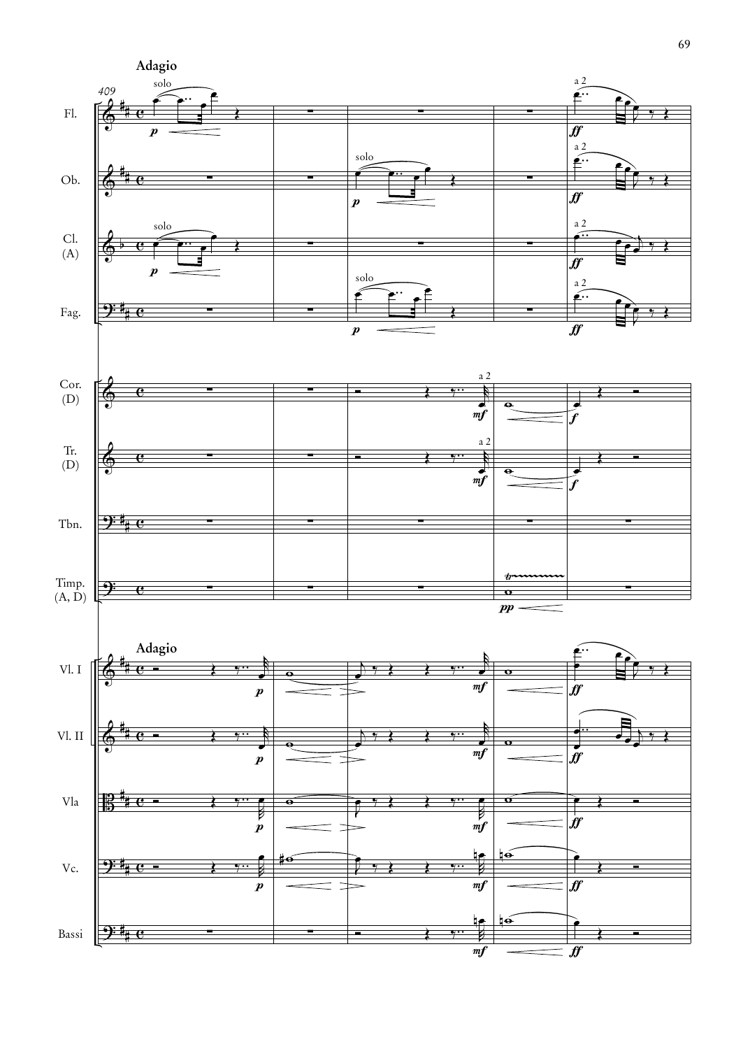**Adagio**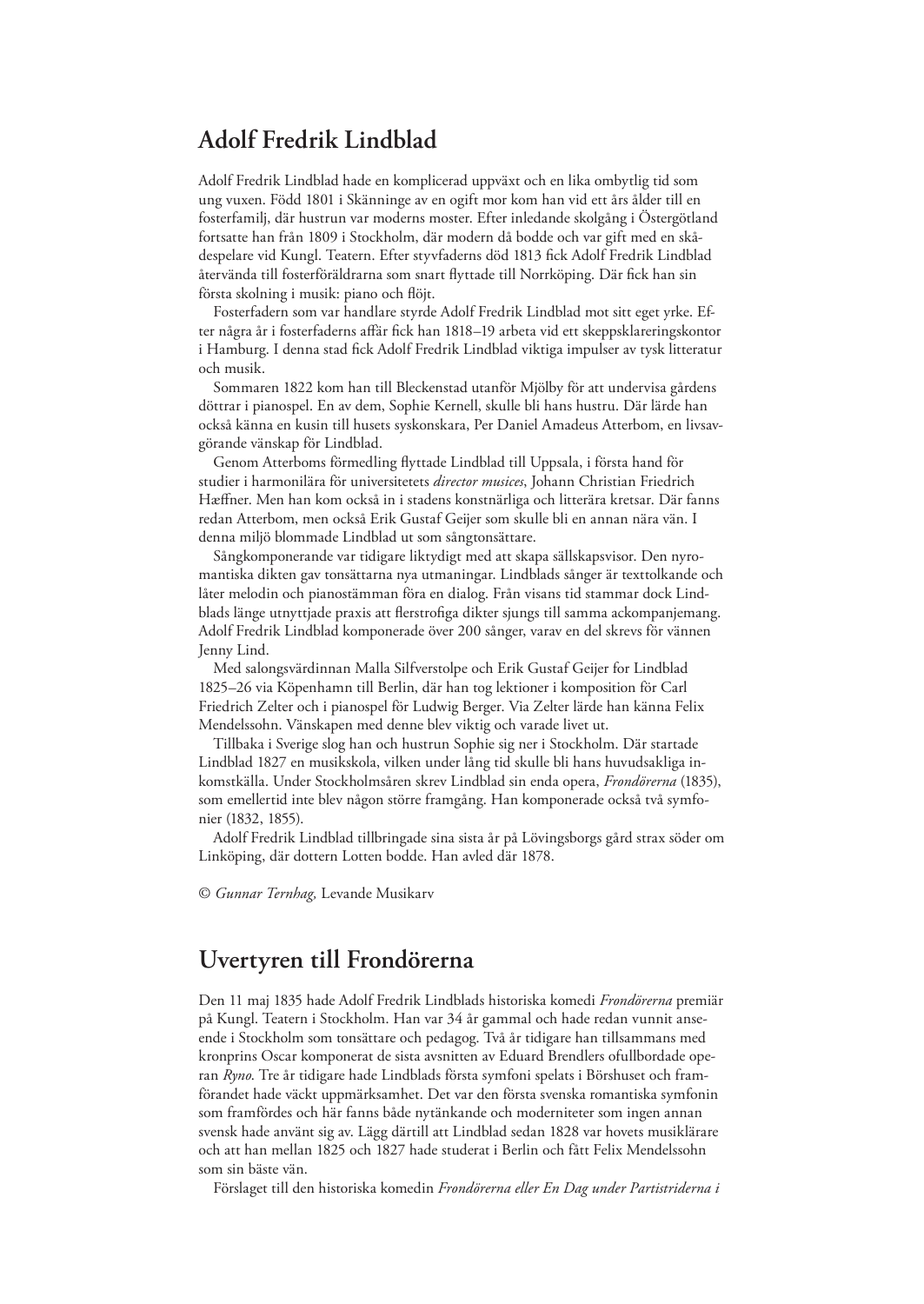## Adolf Fredrik Lindblad

Adolf Fredrik Lindblad hade en komplicerad uppväxt och en lika ombytlig tid som ung vuxen. Född 1801 i Skänninge av en ogift mor kom han vid ett års ålder till en fosterfamilj, där hustrun var moderns moster. Efter inledande skolgång i Östergötland fortsatte han från 1809 i Stockholm, där modern då bodde och var gift med en skådespelare vid Kungl. Teatern. Efter styvfaderns död 1813 fick Adolf Fredrik Lindblad återvända till fosterföräldrarna som snart flyttade till Norrköping. Där fick han sin första skolning i musik: piano och flöjt.

Fosterfadern som var handlare styrde Adolf Fredrik Lindblad mot sitt eget yrke. Efter några år i fosterfaderns affär fick han 1818–19 arbeta vid ett skeppsklareringskontor i Hamburg. I denna stad fick Adolf Fredrik Lindblad viktiga impulser av tysk litteratur och musik.

Sommaren 1822 kom han till Bleckenstad utanför Mjölby för att undervisa gårdens döttrar i pianospel. En av dem, Sophie Kernell, skulle bli hans hustru. Där lärde han också känna en kusin till husets syskonskara, Per Daniel Amadeus Atterbom, en livsavgörande vänskap för Lindblad.

Genom Atterboms förmedling flyttade Lindblad till Uppsala, i första hand för studier i harmonilära för universitetets *director musices*, Johann Christian Friedrich Hæffner. Men han kom också in i stadens konstnärliga och litterära kretsar. Där fanns redan Atterbom, men också Erik Gustaf Geijer som skulle bli en annan nära vän. I denna miljö blommade Lindblad ut som sångtonsättare.

Sångkomponerande var tidigare liktydigt med att skapa sällskapsvisor. Den nyromantiska dikten gav tonsättarna nya utmaningar. Lindblads sånger är texttolkande och låter melodin och pianostämman föra en dialog. Från visans tid stammar dock Lindblads länge utnyttjade praxis att flerstrofiga dikter sjungs till samma ackompanjemang. Adolf Fredrik Lindblad komponerade över 200 sånger, varav en del skrevs för vännen Jenny Lind.

Med salongsvärdinnan Malla Silfverstolpe och Erik Gustaf Geijer for Lindblad 1825–26 via Köpenhamn till Berlin, där han tog lektioner i komposition för Carl Friedrich Zelter och i pianospel för Ludwig Berger. Via Zelter lärde han känna Felix Mendelssohn. Vänskapen med denne blev viktig och varade livet ut.

Tillbaka i Sverige slog han och hustrun Sophie sig ner i Stockholm. Där startade Lindblad 1827 en musikskola, vilken under lång tid skulle bli hans huvudsakliga inkomstkälla. Under Stockholmsåren skrev Lindblad sin enda opera, *Frondörerna* (1835), som emellertid inte blev någon större framgång. Han komponerade också två symfonier (1832, 1855).

Adolf Fredrik Lindblad tillbringade sina sista år på Lövingsborgs gård strax söder om Linköping, där dottern Lotten bodde. Han avled där 1878.

© *Gunnar Ternhag,* Levande Musikarv

## Uvertyren till Frondörerna

Den 11 maj 1835 hade Adolf Fredrik Lindblads historiska komedi *Frondörerna* premiär på Kungl. Teatern i Stockholm. Han var 34 år gammal och hade redan vunnit anseende i Stockholm som tonsättare och pedagog. Två år tidigare han tillsammans med kronprins Oscar komponerat de sista avsnitten av Eduard Brendlers ofullbordade operan *Ryno*. Tre år tidigare hade Lindblads första symfoni spelats i Börshuset och framförandet hade väckt uppmärksamhet. Det var den första svenska romantiska symfonin som framfördes och här fanns både nytänkande och moderniteter som ingen annan svensk hade använt sig av. Lägg därtill att Lindblad sedan 1828 var hovets musiklärare och att han mellan 1825 och 1827 hade studerat i Berlin och fått Felix Mendelssohn som sin bäste vän.

Förslaget till den historiska komedin *Frondörerna eller En Dag under Partistriderna i*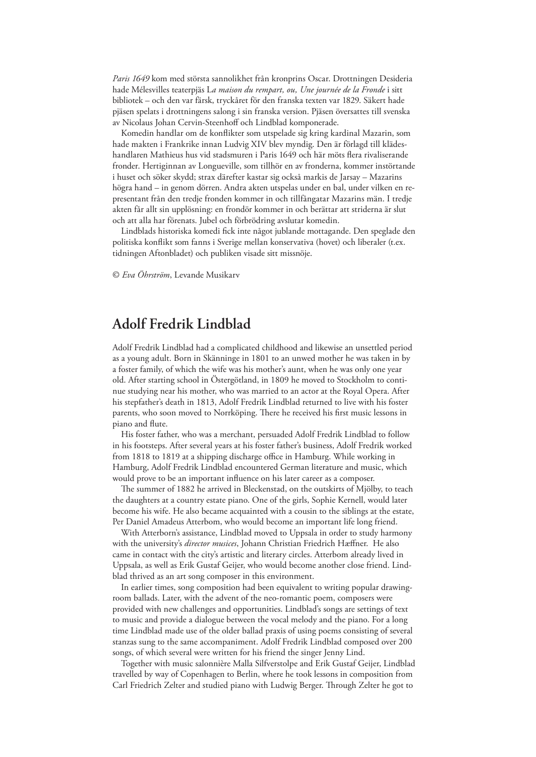*Paris 1649* kom med största sannolikhet från kronprins Oscar. Drottningen Desideria hade Mélesvilles teaterpjäs L*a maison du rempart, ou, Une journée de la Fronde* i sitt bibliotek – och den var färsk, tryckåret för den franska texten var 1829. Säkert hade pjäsen spelats i drottningens salong i sin franska version. Pjäsen översattes till svenska av Nicolaus Johan Cervin-Steenhoff och Lindblad komponerade.

Komedin handlar om de konflikter som utspelade sig kring kardinal Mazarin, som hade makten i Frankrike innan Ludvig XIV blev myndig. Den är förlagd till klädeshandlaren Mathieus hus vid stadsmuren i Paris 1649 och här möts flera rivaliserande fronder. Hertiginnan av Longueville, som tillhör en av fronderna, kommer instörtande i huset och söker skydd; strax därefter kastar sig också markis de Jarsay – Mazarins högra hand – in genom dörren. Andra akten utspelas under en bal, under vilken en representant från den tredje fronden kommer in och tillfångatar Mazarins män. I tredje akten får allt sin upplösning: en frondör kommer in och berättar att striderna är slut och att alla har förenats. Jubel och förbrödring avslutar komedin.

Lindblads historiska komedi fick inte något jublande mottagande. Den speglade den politiska konflikt som fanns i Sverige mellan konservativa (hovet) och liberaler (t.ex. tidningen Aftonbladet) och publiken visade sitt missnöje.

© *Eva Öhrström*, Levande Musikarv

## Adolf Fredrik Lindblad

Adolf Fredrik Lindblad had a complicated childhood and likewise an unsettled period as a young adult. Born in Skänninge in 1801 to an unwed mother he was taken in by a foster family, of which the wife was his mother's aunt, when he was only one year old. After starting school in Östergötland, in 1809 he moved to Stockholm to continue studying near his mother, who was married to an actor at the Royal Opera. After his stepfather's death in 1813, Adolf Fredrik Lindblad returned to live with his foster parents, who soon moved to Norrköping. There he received his first music lessons in piano and flute.

His foster father, who was a merchant, persuaded Adolf Fredrik Lindblad to follow in his footsteps. After several years at his foster father's business, Adolf Fredrik worked from 1818 to 1819 at a shipping discharge office in Hamburg. While working in Hamburg, Adolf Fredrik Lindblad encountered German literature and music, which would prove to be an important influence on his later career as a composer.

The summer of 1882 he arrived in Bleckenstad, on the outskirts of Mjölby, to teach the daughters at a country estate piano. One of the girls, Sophie Kernell, would later become his wife. He also became acquainted with a cousin to the siblings at the estate, Per Daniel Amadeus Atterbom, who would become an important life long friend.

With Atterborn's assistance, Lindblad moved to Uppsala in order to study harmony with the university's *director musices*, Johann Christian Friedrich Hæffner. He also came in contact with the city's artistic and literary circles. Atterbom already lived in Uppsala, as well as Erik Gustaf Geijer, who would become another close friend. Lindblad thrived as an art song composer in this environment.

In earlier times, song composition had been equivalent to writing popular drawing-room ballads. Later, with the advent of the neo-romantic poem, composers were provided with new challenges and opportunities. Lindblad's songs are settings of text to music and provide a dialogue between the vocal melody and the piano. For a long time Lindblad made use of the older ballad praxis of using poems consisting of several stanzas sung to the same accompaniment. Adolf Fredrik Lindblad composed over 200 songs, of which several were written for his friend the singer Jenny Lind.

Together with music salonnière Malla Silfverstolpe and Erik Gustaf Geijer, Lindblad travelled by way of Copenhagen to Berlin, where he took lessons in composition from Carl Friedrich Zelter and studied piano with Ludwig Berger. Through Zelter he got to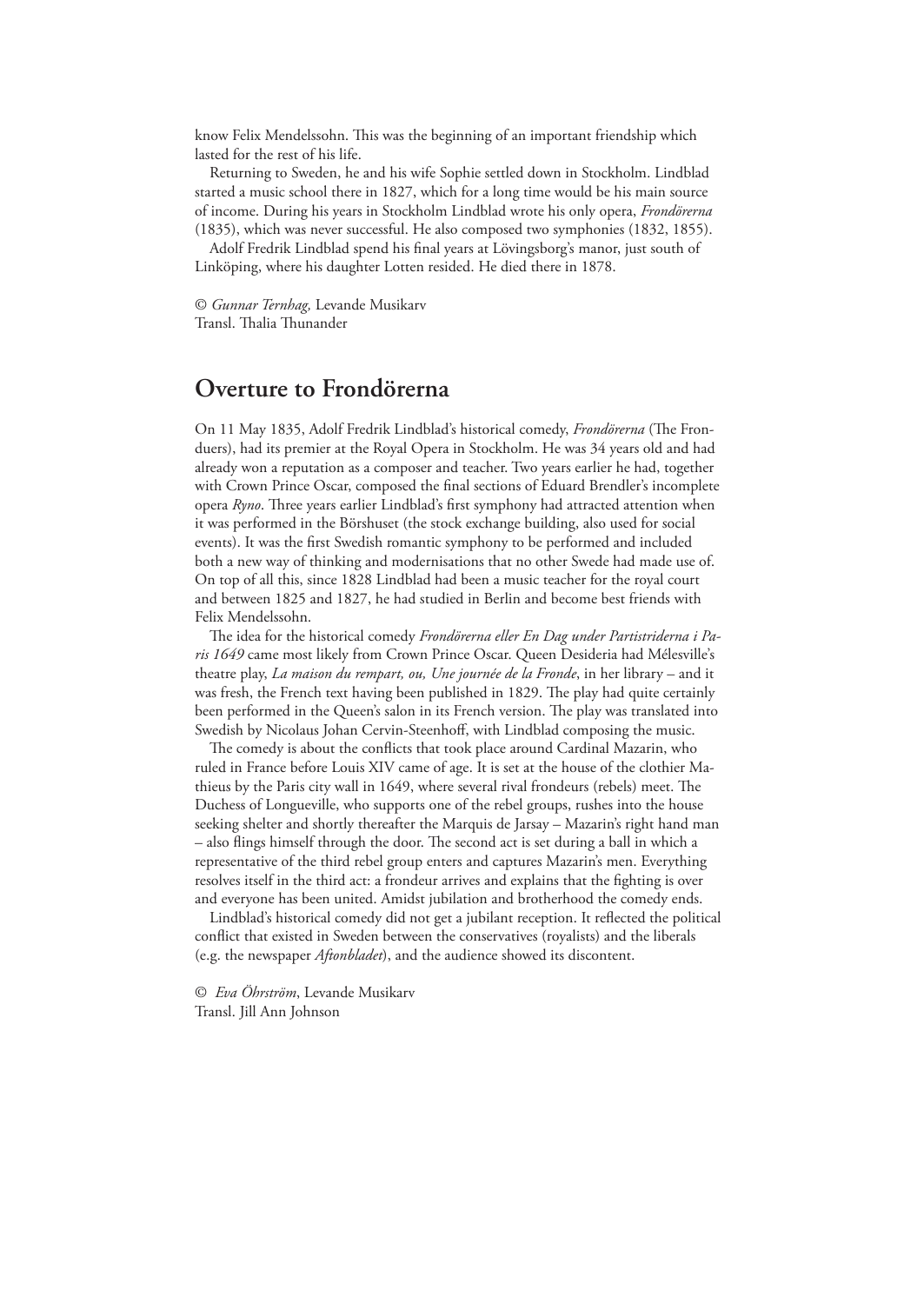know Felix Mendelssohn. This was the beginning of an important friendship which lasted for the rest of his life.

Returning to Sweden, he and his wife Sophie settled down in Stockholm. Lindblad started a music school there in 1827, which for a long time would be his main source of income. During his years in Stockholm Lindblad wrote his only opera, *Frondörerna* (1835), which was never successful. He also composed two symphonies (1832, 1855).

Adolf Fredrik Lindblad spend his final years at Lövingsborg's manor, just south of Linköping, where his daughter Lotten resided. He died there in 1878.

© *Gunnar Ternhag,* Levande Musikarv
Transl. Thalia Thunander

## Overture to Frondörerna

On 11 May 1835, Adolf Fredrik Lindblad's historical comedy, *Frondörerna* (The Fronduers), had its premier at the Royal Opera in Stockholm. He was 34 years old and had already won a reputation as a composer and teacher. Two years earlier he had, together with Crown Prince Oscar, composed the final sections of Eduard Brendler's incomplete opera *Ryno*. Three years earlier Lindblad's first symphony had attracted attention when it was performed in the Börshuset (the stock exchange building, also used for social events). It was the first Swedish romantic symphony to be performed and included both a new way of thinking and modernisations that no other Swede had made use of. On top of all this, since 1828 Lindblad had been a music teacher for the royal court and between 1825 and 1827, he had studied in Berlin and become best friends with Felix Mendelssohn.

The idea for the historical comedy *Frondörerna eller En Dag under Partistriderna i Paris 1649* came most likely from Crown Prince Oscar. Queen Desideria had Mélesville's theatre play, *La maison du rempart, ou, Une journée de la Fronde*, in her library – and it was fresh, the French text having been published in 1829. The play had quite certainly been performed in the Queen's salon in its French version. The play was translated into Swedish by Nicolaus Johan Cervin-Steenhoff, with Lindblad composing the music.

The comedy is about the conflicts that took place around Cardinal Mazarin, who ruled in France before Louis XIV came of age. It is set at the house of the clothier Mathieus by the Paris city wall in 1649, where several rival frondeurs (rebels) meet. The Duchess of Longueville, who supports one of the rebel groups, rushes into the house seeking shelter and shortly thereafter the Marquis de Jarsay – Mazarin's right hand man – also flings himself through the door. The second act is set during a ball in which a representative of the third rebel group enters and captures Mazarin's men. Everything resolves itself in the third act: a frondeur arrives and explains that the fighting is over and everyone has been united. Amidst jubilation and brotherhood the comedy ends.

Lindblad's historical comedy did not get a jubilant reception. It reflected the political conflict that existed in Sweden between the conservatives (royalists) and the liberals (e.g. the newspaper *Aftonbladet*), and the audience showed its discontent.

© *Eva Öhrström*, Levande Musikarv
Transl. Jill Ann Johnson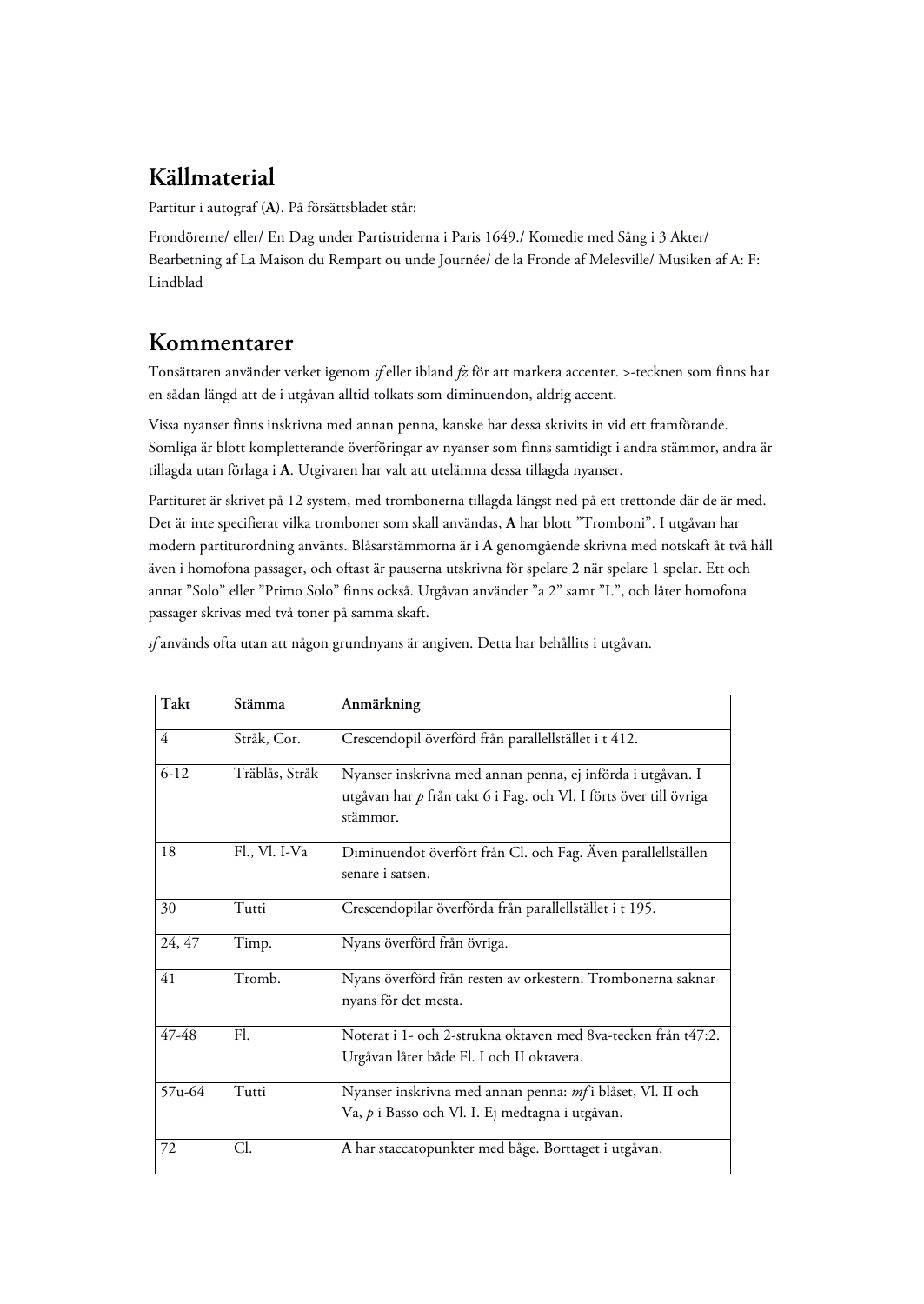## Källmaterial

Partitur i autograf (**A**). På försättsbladet står:

Frondörerne/ eller/ En Dag under Partistriderna i Paris 1649./ Komedie med Sång i 3 Akter/ Bearbetning af La Maison du Rempart ou unde Journée/ de la Fronde af Melesville/ Musiken af A: F: Lindblad

## Kommentarer

Tonsättaren använder verket igenom *sf* eller ibland *fz* för att markera accenter. >-tecknen som finns har en sådan längd att de i utgåvan alltid tolkats som diminuendon, aldrig accent.

Vissa nyanser finns inskrivna med annan penna, kanske har dessa skrivits in vid ett framförande. Somliga är blott kompletterande överföringar av nyanser som finns samtidigt i andra stämmor, andra är tillagda utan förlaga i **A**. Utgivaren har valt att utelämna dessa tillagda nyanser.

Partituret är skrivet på 12 system, med trombonerna tillagda längst ned på ett trettonde där de är med. Det är inte specificerat vilka tromboner som skall användas, **A** har blott "Tromboni". I utgåvan har modern partiturordning använts. Blåsarstämmorna är i **A** genomgående skrivna med notskaft åt två håll även i homofona passager, och oftast är pauserna utskrivna för spelare 2 när spelare 1 spelar. Ett och annat "Solo" eller "Primo Solo" finns också. Utgåvan använder "a 2" samt "I.", och låter homofona passager skrivas med två toner på samma skaft.

*sf* används ofta utan att någon grundnyans är angiven. Detta har behållits i utgåvan.

| Takt | Stämma | Anmärkning |
|---|---|---|
| 4 | Stråk, Cor. | Crescendopil överförd från parallellstället i t 412. |
| 6-12 | Träblås, Stråk | Nyanser inskrivna med annan penna, ej införda i utgåvan. I utgåvan har *p* från takt 6 i Fag. och Vl. I förts över till övriga stämmor. |
| 18 | Fl., Vl. I-Va | Diminuendot överfört från Cl. och Fag. Även parallellställen senare i satsen. |
| 30 | Tutti | Crescendopilar överförda från parallellstället i t 195. |
| 24, 47 | Timp. | Nyans överförd från övriga. |
| 41 | Tromb. | Nyans överförd från resten av orkestern. Trombonerna saknar nyans för det mesta. |
| 47-48 | Fl. | Noterat i 1- och 2-strukna oktaven med 8va-tecken från t47:2. Utgåvan låter både Fl. I och II oktavera. |
| 57u-64 | Tutti | Nyanser inskrivna med annan penna: *mf* i blåset, Vl. II och Va, *p* i Basso och Vl. I. Ej medtagna i utgåvan. |
| 72 | Cl. | **A** har staccatopunkter med båge. Borttaget i utgåvan. |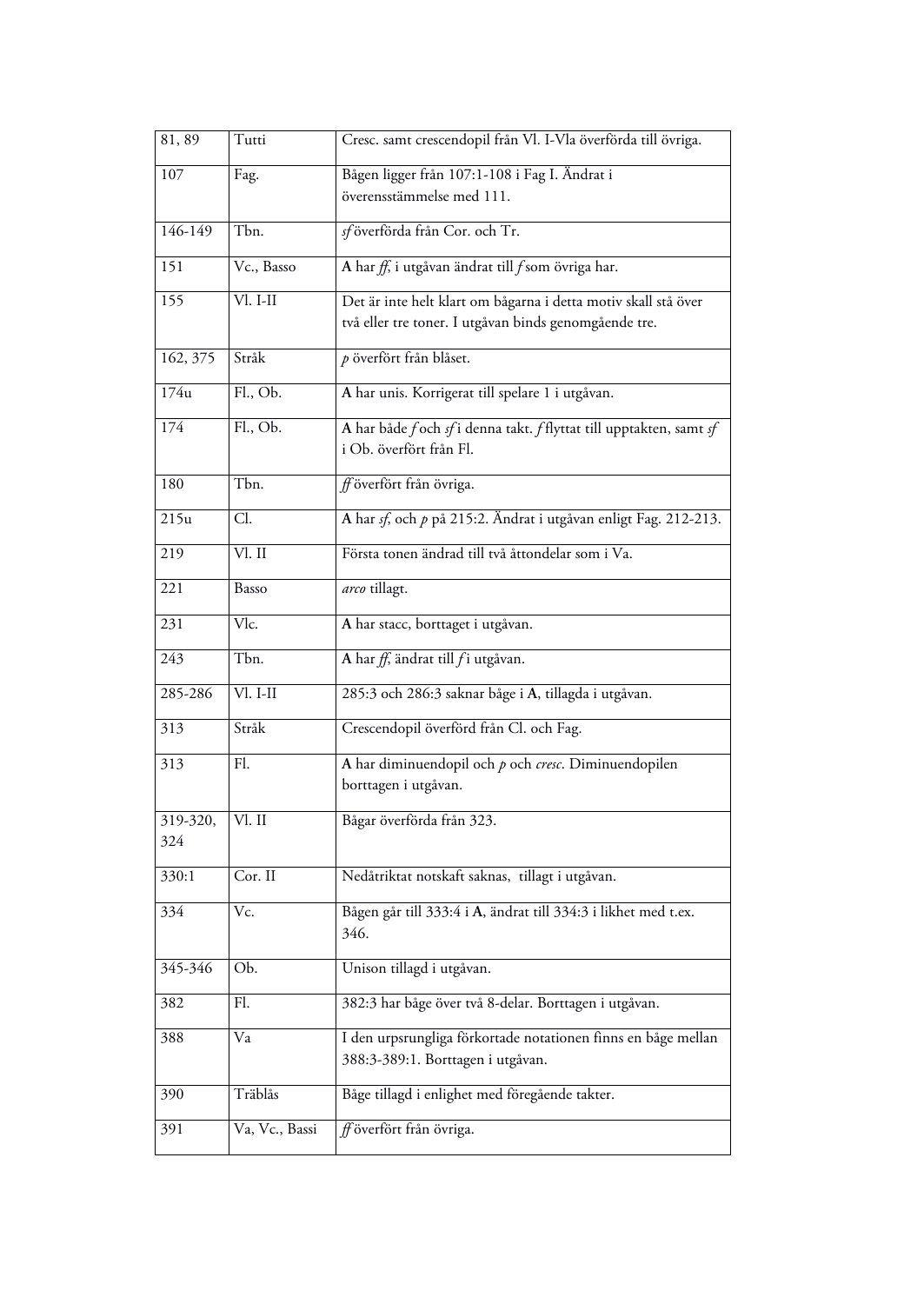| | | |
|---|---|---|
| 81, 89 | Tutti | Cresc. samt crescendopil från Vl. I-Vla överförda till övriga. |
| 107 | Fag. | Bågen ligger från 107:1-108 i Fag I. Ändrat i överensstämmelse med 111. |
| 146-149 | Tbn. | *sf* överförda från Cor. och Tr. |
| 151 | Vc., Basso | **A** har *ff*, i utgåvan ändrat till *f* som övriga har. |
| 155 | Vl. I-II | Det är inte helt klart om bågarna i detta motiv skall stå över två eller tre toner. I utgåvan binds genomgående tre. |
| 162, 375 | Stråk | *p* överfört från blåset. |
| 174u | Fl., Ob. | **A** har unis. Korrigerat till spelare 1 i utgåvan. |
| 174 | Fl., Ob. | **A** har både *f* och *sf* i denna takt. *f* flyttat till upptakten, samt *sf* i Ob. överfört från Fl. |
| 180 | Tbn. | *ff* överfört från övriga. |
| 215u | Cl. | **A** har *sf*, och *p* på 215:2. Ändrat i utgåvan enligt Fag. 212-213. |
| 219 | Vl. II | Första tonen ändrad till två åttondelar som i Va. |
| 221 | Basso | *arco* tillagt. |
| 231 | Vlc. | **A** har stacc, borttaget i utgåvan. |
| 243 | Tbn. | **A** har *ff*, ändrat till *f* i utgåvan. |
| 285-286 | Vl. I-II | 285:3 och 286:3 saknar båge i **A**, tillagda i utgåvan. |
| 313 | Stråk | Crescendopil överförd från Cl. och Fag. |
| 313 | Fl. | **A** har diminuendopil och *p* och *cresc*. Diminuendopilen borttagen i utgåvan. |
| 319-320, 324 | Vl. II | Bågar överförda från 323. |
| 330:1 | Cor. II | Nedåtriktat notskaft saknas, tillagt i utgåvan. |
| 334 | Vc. | Bågen går till 333:4 i **A**, ändrat till 334:3 i likhet med t.ex. 346. |
| 345-346 | Ob. | Unison tillagd i utgåvan. |
| 382 | Fl. | 382:3 har båge över två 8-delar. Borttagen i utgåvan. |
| 388 | Va | I den urpsrungliga förkortade notationen finns en båge mellan 388:3-389:1. Borttagen i utgåvan. |
| 390 | Träblås | Båge tillagd i enlighet med föregående takter. |
| 391 | Va, Vc., Bassi | *ff* överfört från övriga. |